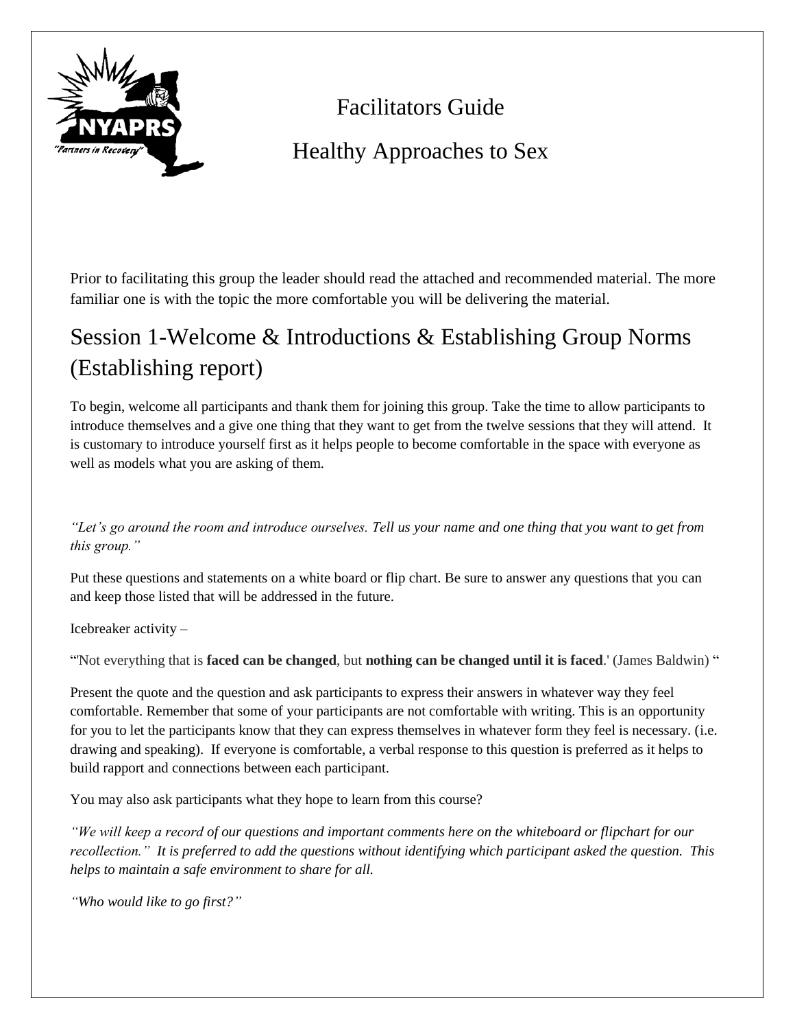# Facilitators Guide

# Healthy Approaches to Sex

Prior to facilitating this group the leader should read the attached and recommended material. The more familiar one is with the topic the more comfortable you will be delivering the material.

## Session 1-Welcome & Introductions & Establishing Group Norms (Establishing report)

To begin, welcome all participants and thank them for joining this group. Take the time to allow participants to introduce themselves and a give one thing that they want to get from the twelve sessions that they will attend. It is customary to introduce yourself first as it helps people to become comfortable in the space with everyone as well as models what you are asking of them.

*"Let's go around the room and introduce ourselves. Tell us your name and one thing that you want to get from this group."*

Put these questions and statements on a white board or flip chart. Be sure to answer any questions that you can and keep those listed that will be addressed in the future.

Icebreaker activity –

"'Not everything that is **faced can be changed**, but **nothing can be changed until it is faced**.' (James Baldwin) "

Present the quote and the question and ask participants to express their answers in whatever way they feel comfortable. Remember that some of your participants are not comfortable with writing. This is an opportunity for you to let the participants know that they can express themselves in whatever form they feel is necessary. (i.e. drawing and speaking). If everyone is comfortable, a verbal response to this question is preferred as it helps to build rapport and connections between each participant.

You may also ask participants what they hope to learn from this course?

*"We will keep a record of our questions and important comments here on the whiteboard or flipchart for our recollection." It is preferred to add the questions without identifying which participant asked the question. This helps to maintain a safe environment to share for all.*

*"Who would like to go first?"*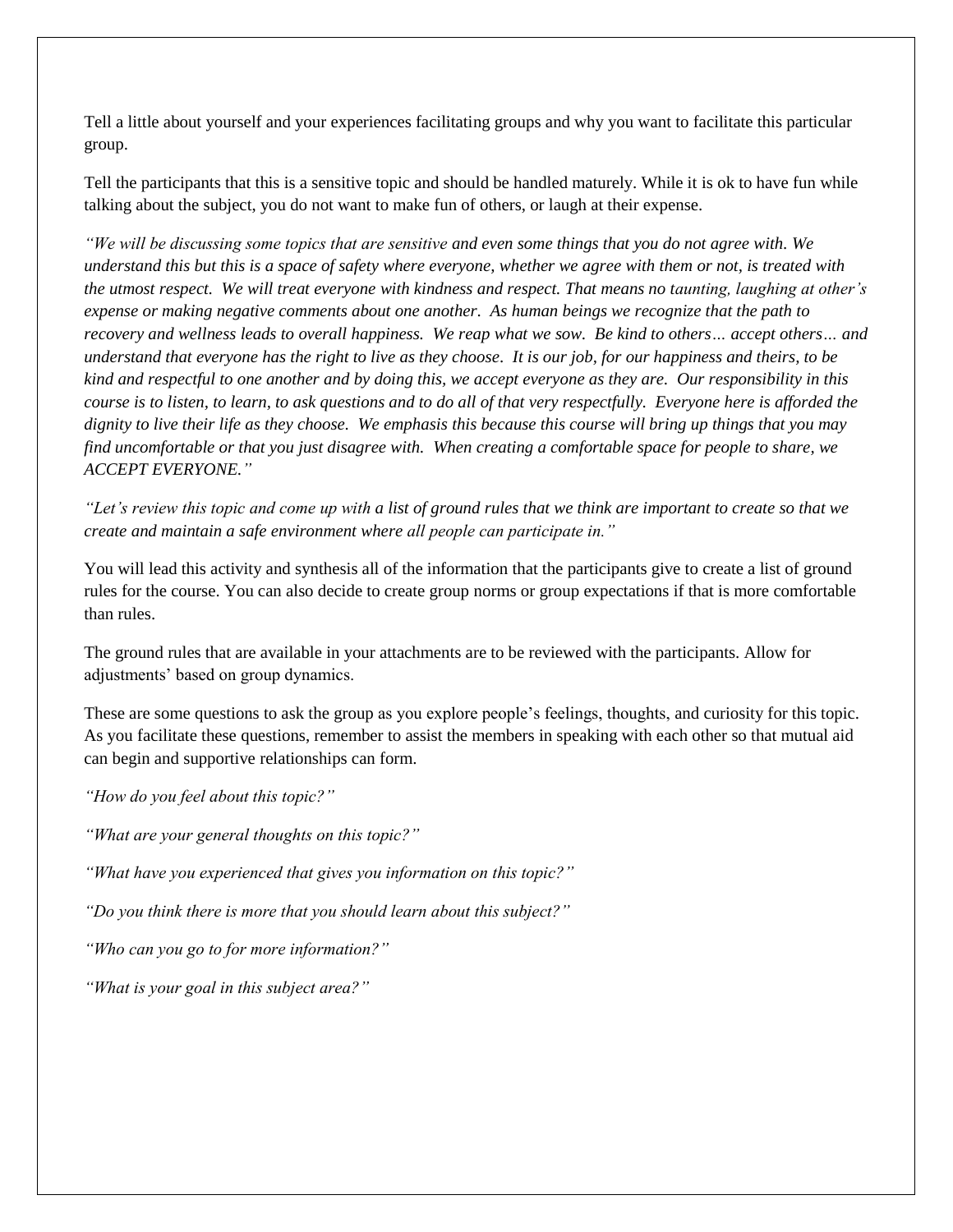Tell a little about yourself and your experiences facilitating groups and why you want to facilitate this particular group.

Tell the participants that this is a sensitive topic and should be handled maturely. While it is ok to have fun while talking about the subject, you do not want to make fun of others, or laugh at their expense.

*"We will be discussing some topics that are sensitive and even some things that you do not agree with. We understand this but this is a space of safety where everyone, whether we agree with them or not, is treated with the utmost respect. We will treat everyone with kindness and respect. That means no taunting, laughing at other's expense or making negative comments about one another. As human beings we recognize that the path to recovery and wellness leads to overall happiness. We reap what we sow. Be kind to others… accept others… and understand that everyone has the right to live as they choose. It is our job, for our happiness and theirs, to be kind and respectful to one another and by doing this, we accept everyone as they are. Our responsibility in this course is to listen, to learn, to ask questions and to do all of that very respectfully. Everyone here is afforded the dignity to live their life as they choose. We emphasis this because this course will bring up things that you may find uncomfortable or that you just disagree with. When creating a comfortable space for people to share, we ACCEPT EVERYONE."*

*"Let's review this topic and come up with a list of ground rules that we think are important to create so that we create and maintain a safe environment where all people can participate in."*

You will lead this activity and synthesis all of the information that the participants give to create a list of ground rules for the course. You can also decide to create group norms or group expectations if that is more comfortable than rules.

The ground rules that are available in your attachments are to be reviewed with the participants. Allow for adjustments' based on group dynamics.

These are some questions to ask the group as you explore people's feelings, thoughts, and curiosity for this topic. As you facilitate these questions, remember to assist the members in speaking with each other so that mutual aid can begin and supportive relationships can form.

*"How do you feel about this topic?"*

*"What are your general thoughts on this topic?"*

*"What have you experienced that gives you information on this topic?"*

*"Do you think there is more that you should learn about this subject?"*

*"Who can you go to for more information?"*

*"What is your goal in this subject area?"*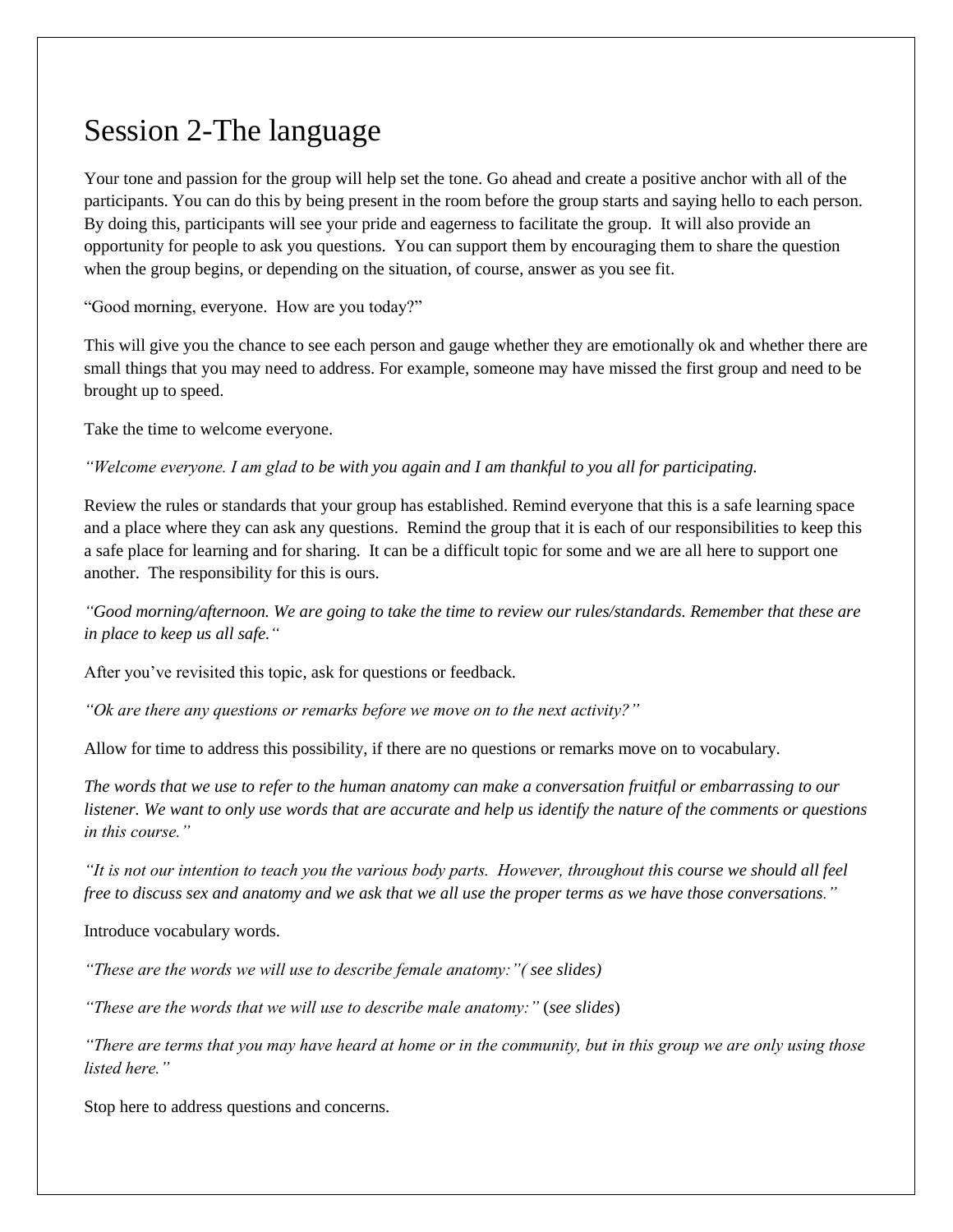# Session 2-The language

Your tone and passion for the group will help set the tone. Go ahead and create a positive anchor with all of the participants. You can do this by being present in the room before the group starts and saying hello to each person. By doing this, participants will see your pride and eagerness to facilitate the group. It will also provide an opportunity for people to ask you questions. You can support them by encouraging them to share the question when the group begins, or depending on the situation, of course, answer as you see fit.

"Good morning, everyone. How are you today?"

This will give you the chance to see each person and gauge whether they are emotionally ok and whether there are small things that you may need to address. For example, someone may have missed the first group and need to be brought up to speed.

Take the time to welcome everyone.

*"Welcome everyone. I am glad to be with you again and I am thankful to you all for participating.*

Review the rules or standards that your group has established. Remind everyone that this is a safe learning space and a place where they can ask any questions. Remind the group that it is each of our responsibilities to keep this a safe place for learning and for sharing. It can be a difficult topic for some and we are all here to support one another. The responsibility for this is ours.

*"Good morning/afternoon. We are going to take the time to review our rules/standards. Remember that these are in place to keep us all safe."*

After you've revisited this topic, ask for questions or feedback.

*"Ok are there any questions or remarks before we move on to the next activity?"*

Allow for time to address this possibility, if there are no questions or remarks move on to vocabulary.

*The words that we use to refer to the human anatomy can make a conversation fruitful or embarrassing to our listener. We want to only use words that are accurate and help us identify the nature of the comments or questions in this course."*

*"It is not our intention to teach you the various body parts. However, throughout this course we should all feel free to discuss sex and anatomy and we ask that we all use the proper terms as we have those conversations."*

Introduce vocabulary words.

*"These are the words we will use to describe female anatomy:"( see slides)*

*"These are the words that we will use to describe male anatomy:"* (*see slides*)

*"There are terms that you may have heard at home or in the community, but in this group we are only using those listed here."*

Stop here to address questions and concerns.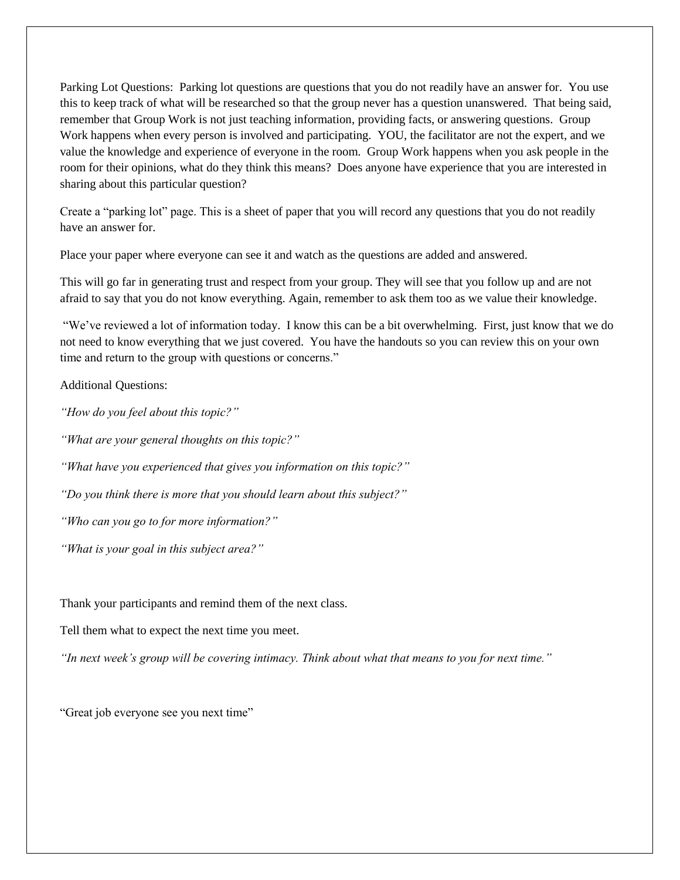Parking Lot Questions: Parking lot questions are questions that you do not readily have an answer for. You use this to keep track of what will be researched so that the group never has a question unanswered. That being said, remember that Group Work is not just teaching information, providing facts, or answering questions. Group Work happens when every person is involved and participating. YOU, the facilitator are not the expert, and we value the knowledge and experience of everyone in the room. Group Work happens when you ask people in the room for their opinions, what do they think this means? Does anyone have experience that you are interested in sharing about this particular question?

Create a "parking lot" page. This is a sheet of paper that you will record any questions that you do not readily have an answer for.

Place your paper where everyone can see it and watch as the questions are added and answered.

This will go far in generating trust and respect from your group. They will see that you follow up and are not afraid to say that you do not know everything. Again, remember to ask them too as we value their knowledge.

"We've reviewed a lot of information today. I know this can be a bit overwhelming. First, just know that we do not need to know everything that we just covered. You have the handouts so you can review this on your own time and return to the group with questions or concerns."

Additional Questions:

*"How do you feel about this topic?"*

*"What are your general thoughts on this topic?"*

*"What have you experienced that gives you information on this topic?"*

*"Do you think there is more that you should learn about this subject?"*

*"Who can you go to for more information?"*

*"What is your goal in this subject area?"*

Thank your participants and remind them of the next class.

Tell them what to expect the next time you meet.

*"In next week's group will be covering intimacy. Think about what that means to you for next time."*

"Great job everyone see you next time"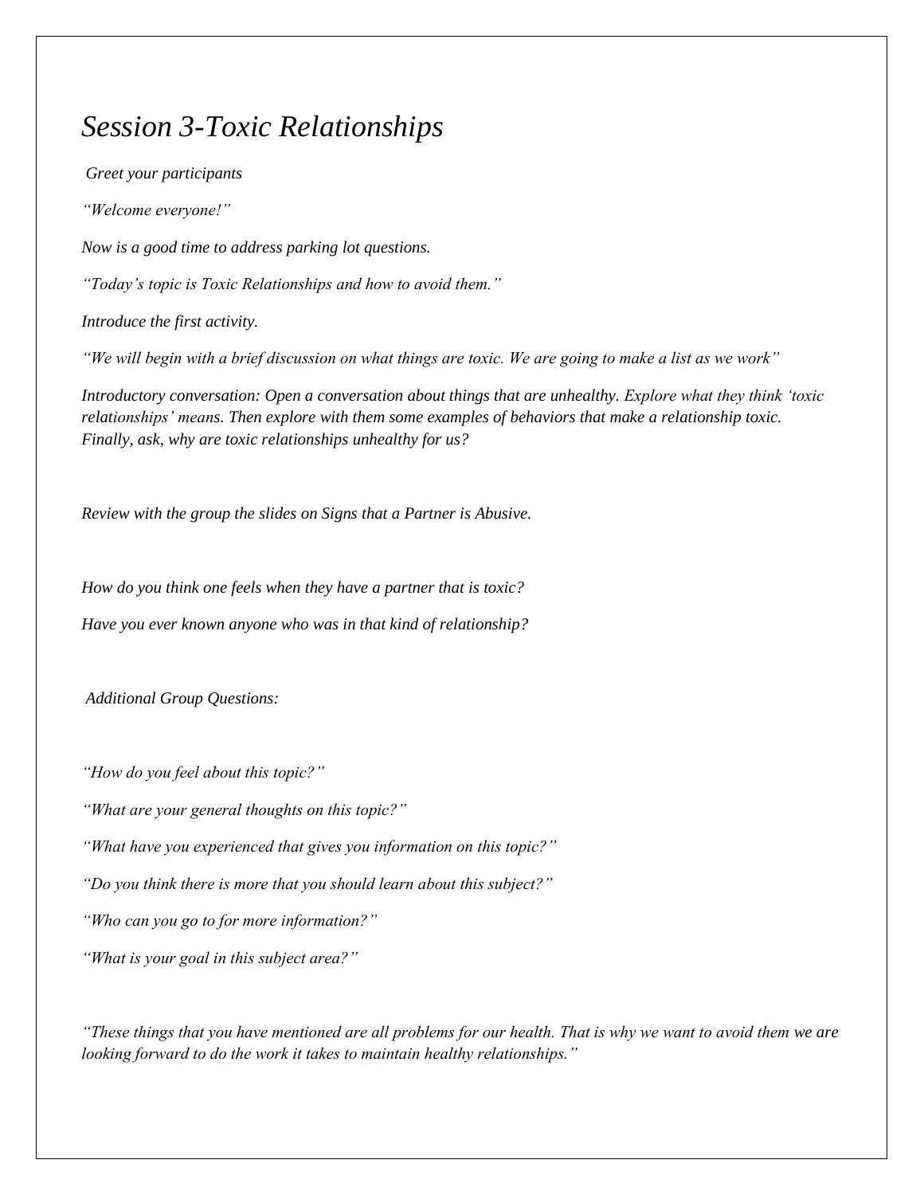# *Session 3-Toxic Relationships*

*Greet your participants*

*"Welcome everyone!"*

*Now is a good time to address parking lot questions.*

*"Today's topic is Toxic Relationships and how to avoid them."*

*Introduce the first activity.*

*"We will begin with a brief discussion on what things are toxic. We are going to make a list as we work"*

*Introductory conversation: Open a conversation about things that are unhealthy. Explore what they think 'toxic relationships' means. Then explore with them some examples of behaviors that make a relationship toxic. Finally, ask, why are toxic relationships unhealthy for us?*

*Review with the group the slides on Signs that a Partner is Abusive.*

*How do you think one feels when they have a partner that is toxic?*

*Have you ever known anyone who was in that kind of relationship?*

*Additional Group Questions:*

*"How do you feel about this topic?"*

*"What are your general thoughts on this topic?"*

*"What have you experienced that gives you information on this topic?"*

*"Do you think there is more that you should learn about this subject?"*

*"Who can you go to for more information?"*

*"What is your goal in this subject area?"*

*"These things that you have mentioned are all problems for our health. That is why we want to avoid them we are looking forward to do the work it takes to maintain healthy relationships."*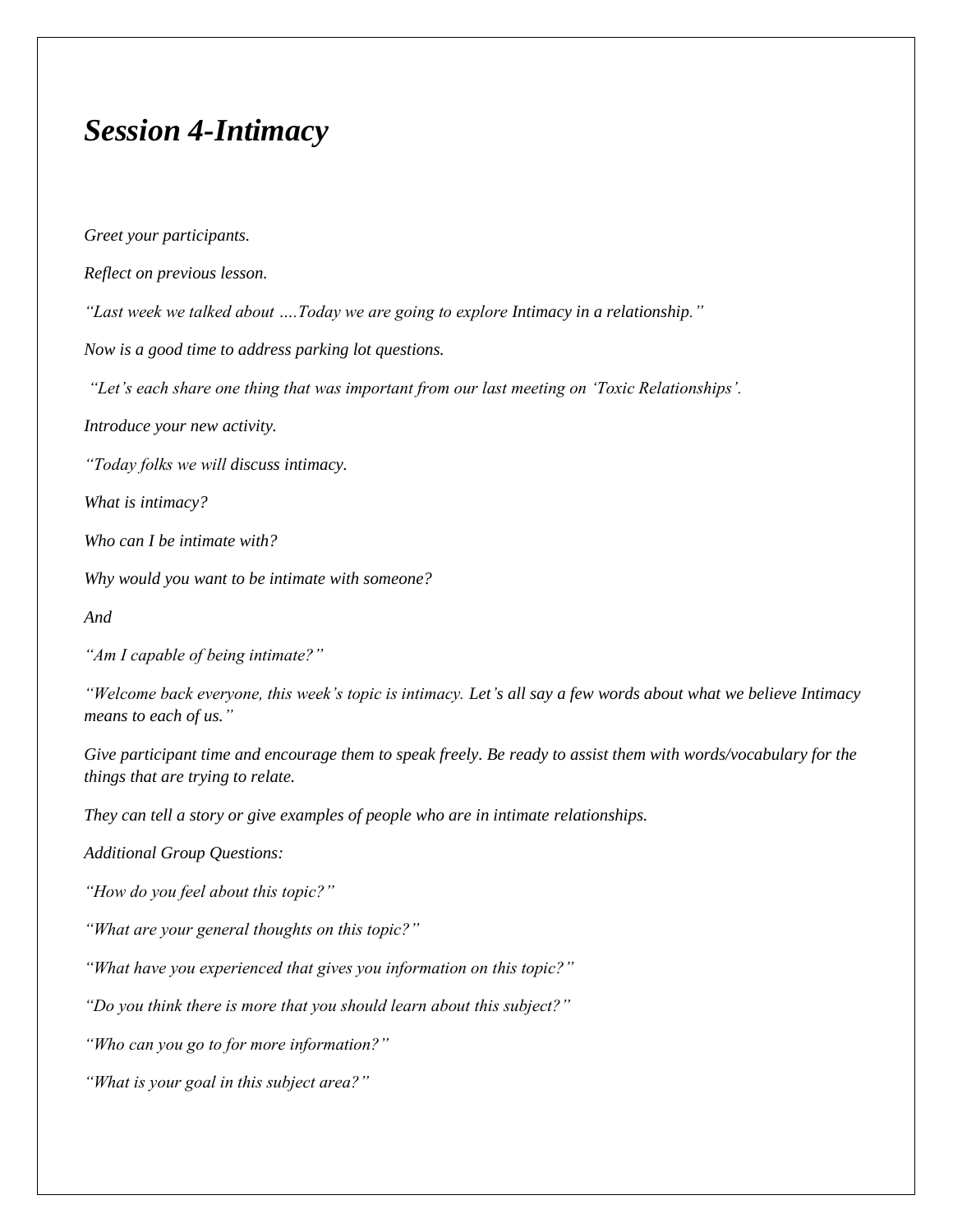# *Session 4-Intimacy*

*Greet your participants.*

*Reflect on previous lesson.*

*"Last week we talked about ….Today we are going to explore Intimacy in a relationship."*

*Now is a good time to address parking lot questions.*

*"Let's each share one thing that was important from our last meeting on 'Toxic Relationships'.*

*Introduce your new activity.*

*"Today folks we will discuss intimacy.*

*What is intimacy?*

*Who can I be intimate with?*

*Why would you want to be intimate with someone?*

*And*

*"Am I capable of being intimate?"*

*"Welcome back everyone, this week's topic is intimacy. Let's all say a few words about what we believe Intimacy means to each of us."*

*Give participant time and encourage them to speak freely. Be ready to assist them with words/vocabulary for the things that are trying to relate.*

*They can tell a story or give examples of people who are in intimate relationships.*

*Additional Group Questions:*

*"How do you feel about this topic?"*

*"What are your general thoughts on this topic?"*

*"What have you experienced that gives you information on this topic?"*

*"Do you think there is more that you should learn about this subject?"*

*"Who can you go to for more information?"*

*"What is your goal in this subject area?"*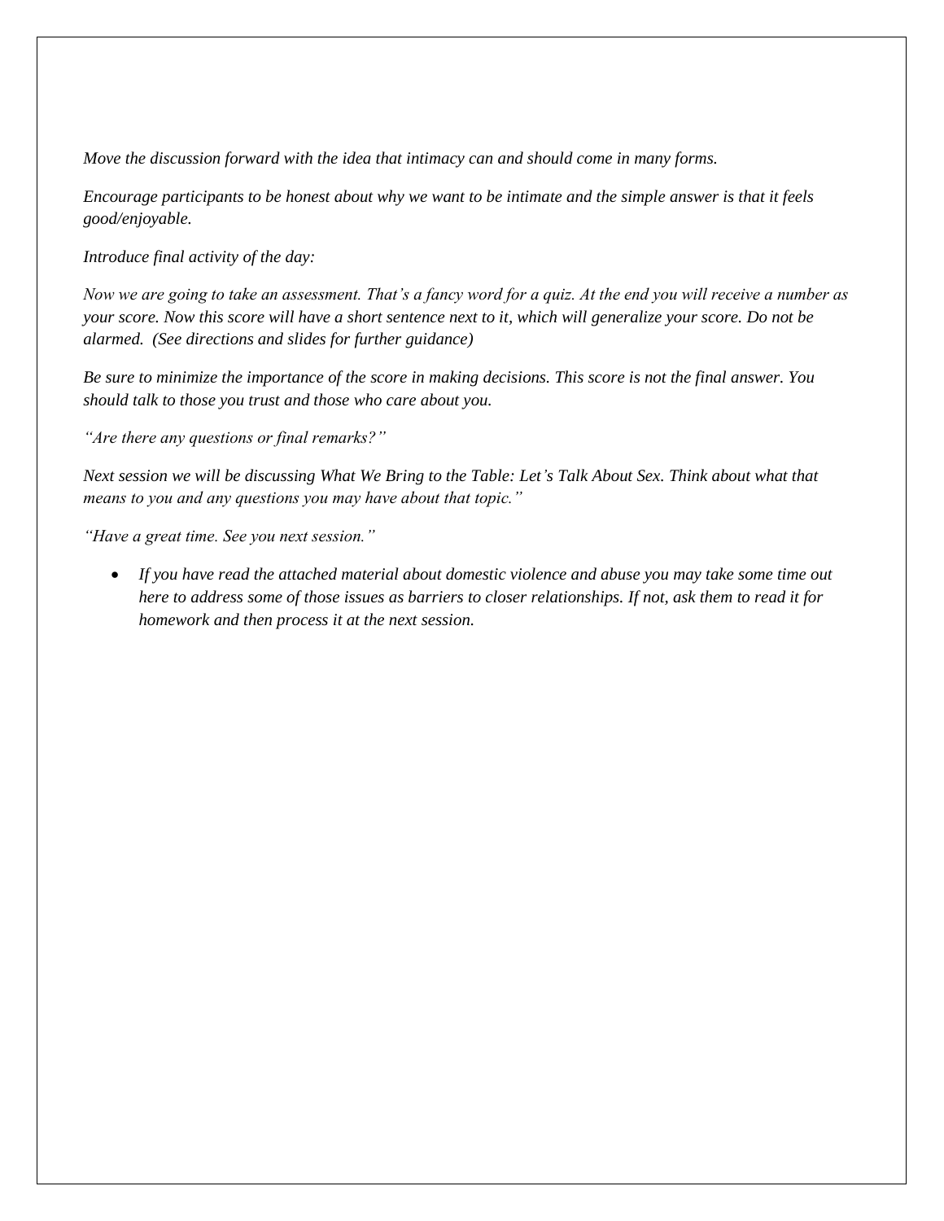*Move the discussion forward with the idea that intimacy can and should come in many forms.*

*Encourage participants to be honest about why we want to be intimate and the simple answer is that it feels good/enjoyable.*

*Introduce final activity of the day:*

*Now we are going to take an assessment. That's a fancy word for a quiz. At the end you will receive a number as your score. Now this score will have a short sentence next to it, which will generalize your score. Do not be alarmed. (See directions and slides for further guidance)*

*Be sure to minimize the importance of the score in making decisions. This score is not the final answer. You should talk to those you trust and those who care about you.*

*"Are there any questions or final remarks?"*

*Next session we will be discussing What We Bring to the Table: Let's Talk About Sex. Think about what that means to you and any questions you may have about that topic."*

*"Have a great time. See you next session."*

- *If you have read the attached material about domestic violence and abuse you may take some time out here to address some of those issues as barriers to closer relationships. If not, ask them to read it for homework and then process it at the next session.*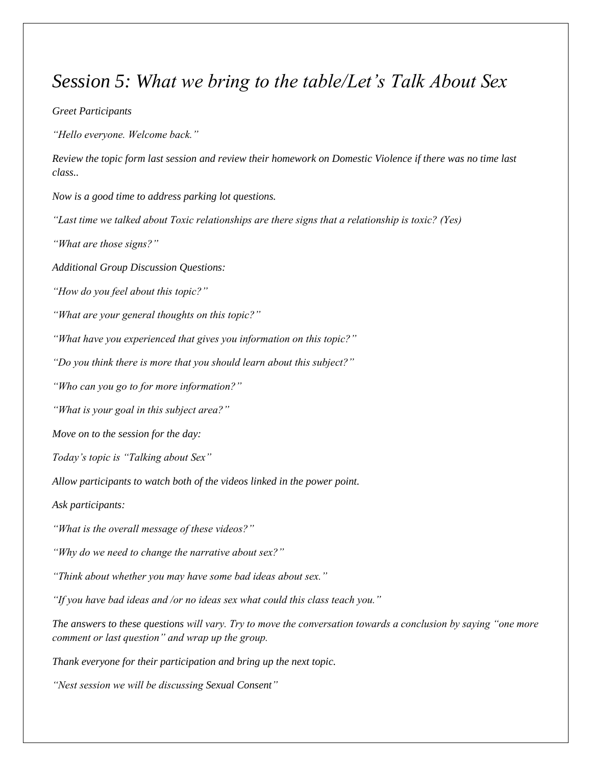# *Session 5: What we bring to the table/Let's Talk About Sex*

*Greet Participants*

*"Hello everyone. Welcome back."*

*Review the topic form last session and review their homework on Domestic Violence if there was no time last class..*

*Now is a good time to address parking lot questions.*

*"Last time we talked about Toxic relationships are there signs that a relationship is toxic? (Yes)*

*"What are those signs?"*

*Additional Group Discussion Questions:*

*"How do you feel about this topic?"*

*"What are your general thoughts on this topic?"*

*"What have you experienced that gives you information on this topic?"*

*"Do you think there is more that you should learn about this subject?"*

*"Who can you go to for more information?"*

*"What is your goal in this subject area?"*

*Move on to the session for the day:*

*Today's topic is "Talking about Sex"*

*Allow participants to watch both of the videos linked in the power point.*

*Ask participants:*

*"What is the overall message of these videos?"*

*"Why do we need to change the narrative about sex?"*

*"Think about whether you may have some bad ideas about sex."*

*"If you have bad ideas and /or no ideas sex what could this class teach you."*

*The answers to these questions will vary. Try to move the conversation towards a conclusion by saying "one more comment or last question" and wrap up the group.*

*Thank everyone for their participation and bring up the next topic.*

*"Nest session we will be discussing Sexual Consent"*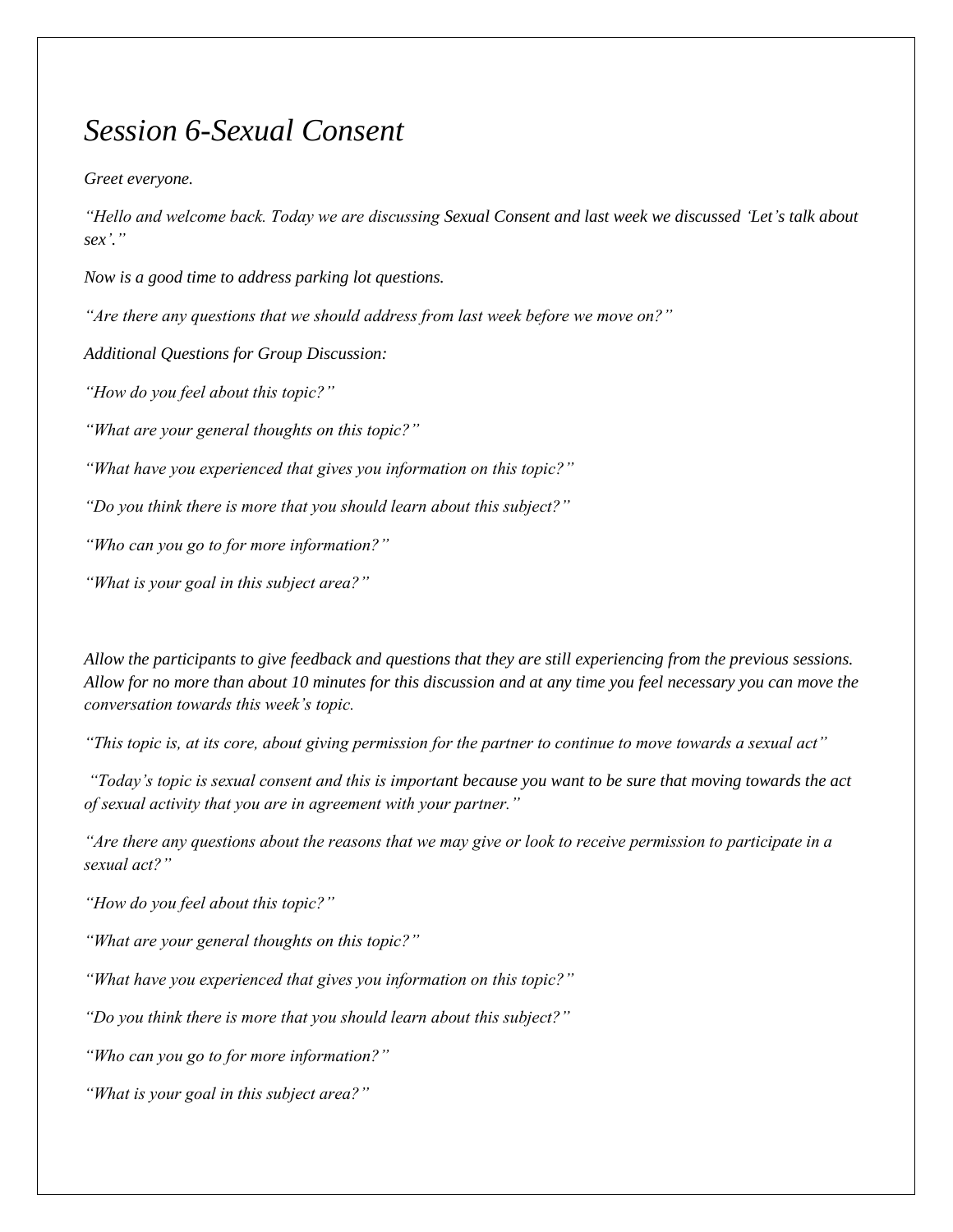# *Session 6-Sexual Consent*

*Greet everyone.*

*"Hello and welcome back. Today we are discussing Sexual Consent and last week we discussed 'Let's talk about sex'."*

*Now is a good time to address parking lot questions.*

*"Are there any questions that we should address from last week before we move on?"*

*Additional Questions for Group Discussion:*

*"How do you feel about this topic?"*

*"What are your general thoughts on this topic?"*

*"What have you experienced that gives you information on this topic?"*

*"Do you think there is more that you should learn about this subject?"*

*"Who can you go to for more information?"*

*"What is your goal in this subject area?"*

*Allow the participants to give feedback and questions that they are still experiencing from the previous sessions. Allow for no more than about 10 minutes for this discussion and at any time you feel necessary you can move the conversation towards this week's topic.*

*"This topic is, at its core, about giving permission for the partner to continue to move towards a sexual act"*

*"Today's topic is sexual consent and this is important because you want to be sure that moving towards the act of sexual activity that you are in agreement with your partner."*

*"Are there any questions about the reasons that we may give or look to receive permission to participate in a sexual act?"*

*"How do you feel about this topic?"*

*"What are your general thoughts on this topic?"*

*"What have you experienced that gives you information on this topic?"*

*"Do you think there is more that you should learn about this subject?"*

*"Who can you go to for more information?"*

*"What is your goal in this subject area?"*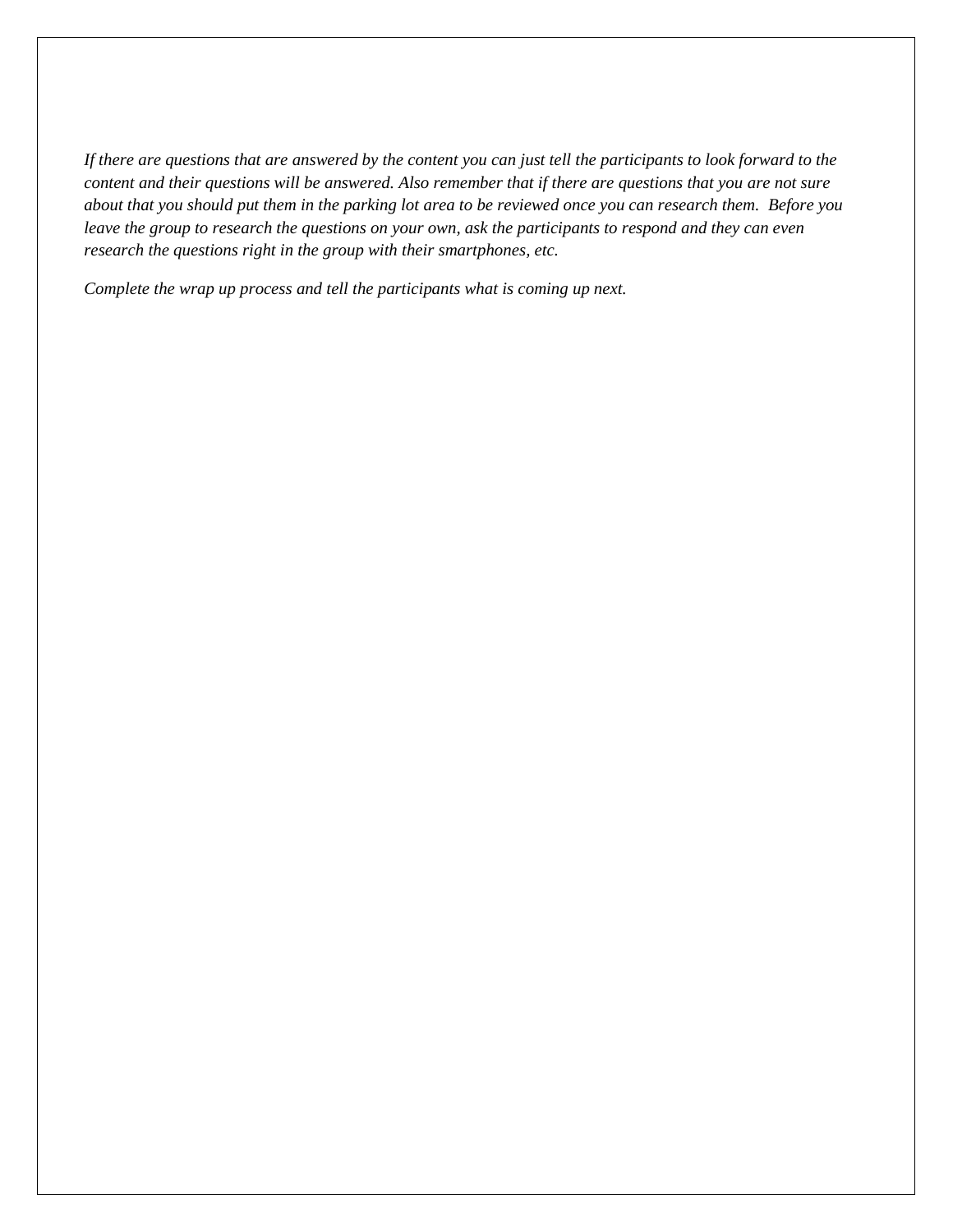*If there are questions that are answered by the content you can just tell the participants to look forward to the content and their questions will be answered. Also remember that if there are questions that you are not sure about that you should put them in the parking lot area to be reviewed once you can research them. Before you leave the group to research the questions on your own, ask the participants to respond and they can even research the questions right in the group with their smartphones, etc.*

*Complete the wrap up process and tell the participants what is coming up next.*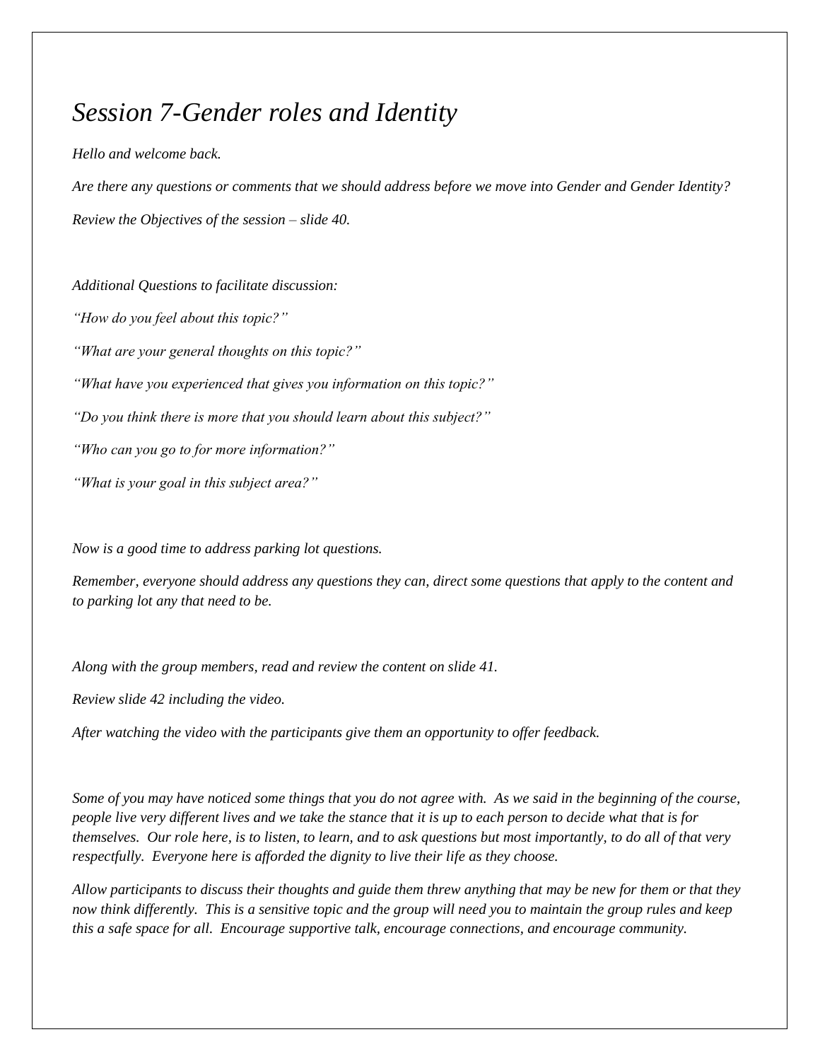# *Session 7-Gender roles and Identity*

*Hello and welcome back.*

*Are there any questions or comments that we should address before we move into Gender and Gender Identity?*

*Review the Objectives of the session – slide 40.*

*Additional Questions to facilitate discussion:*

*"How do you feel about this topic?"*

*"What are your general thoughts on this topic?"*

*"What have you experienced that gives you information on this topic?"*

*"Do you think there is more that you should learn about this subject?"*

*"Who can you go to for more information?"*

*"What is your goal in this subject area?"*

*Now is a good time to address parking lot questions.*

*Remember, everyone should address any questions they can, direct some questions that apply to the content and to parking lot any that need to be.*

*Along with the group members, read and review the content on slide 41.*

*Review slide 42 including the video.*

*After watching the video with the participants give them an opportunity to offer feedback.*

*Some of you may have noticed some things that you do not agree with. As we said in the beginning of the course, people live very different lives and we take the stance that it is up to each person to decide what that is for themselves. Our role here, is to listen, to learn, and to ask questions but most importantly, to do all of that very respectfully. Everyone here is afforded the dignity to live their life as they choose.*

*Allow participants to discuss their thoughts and guide them threw anything that may be new for them or that they now think differently. This is a sensitive topic and the group will need you to maintain the group rules and keep this a safe space for all. Encourage supportive talk, encourage connections, and encourage community.*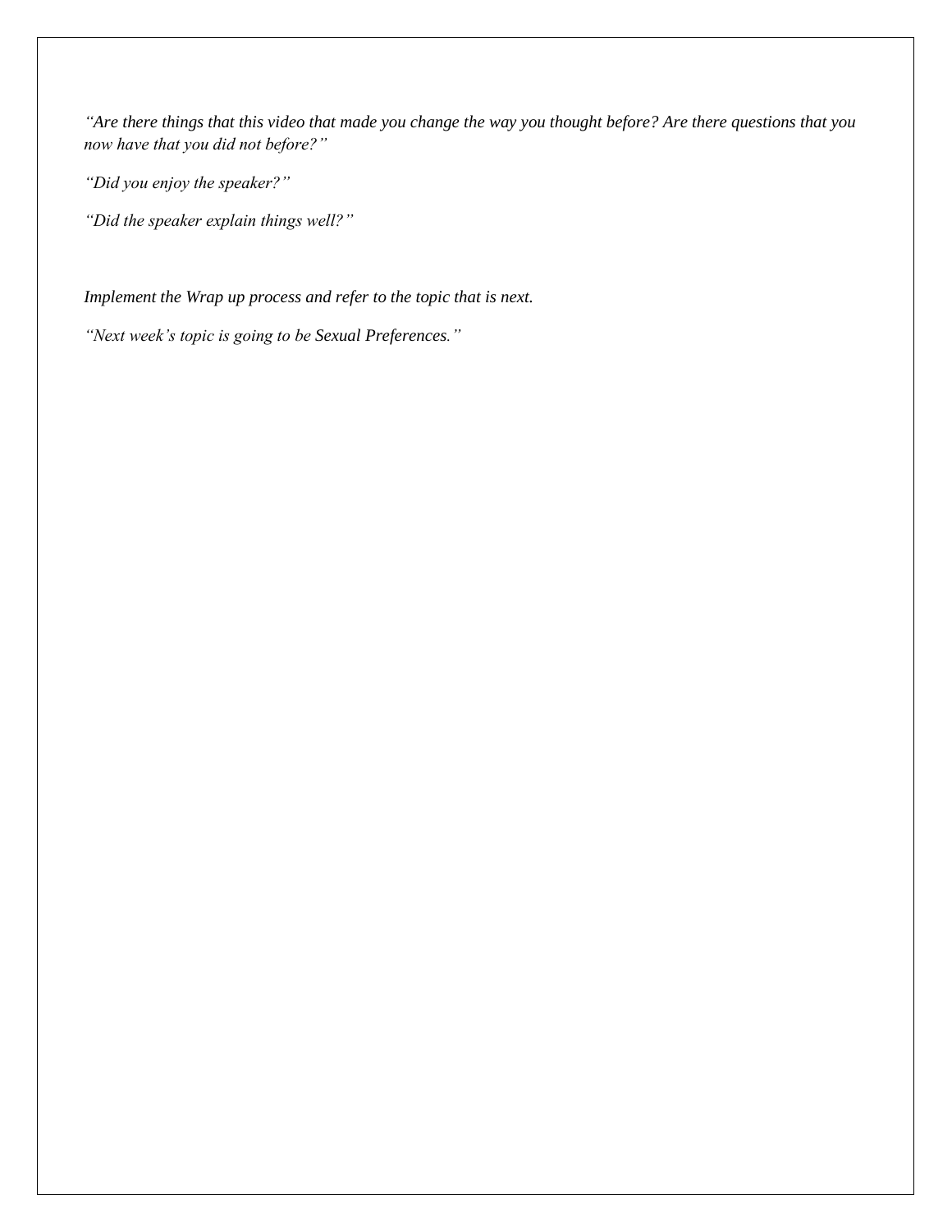*“Are there things that this video that made you change the way you thought before? Are there questions that you now have that you did not before?”*

*“Did you enjoy the speaker?”*

*“Did the speaker explain things well?”*

*Implement the Wrap up process and refer to the topic that is next.*

*“Next week’s topic is going to be Sexual Preferences.”*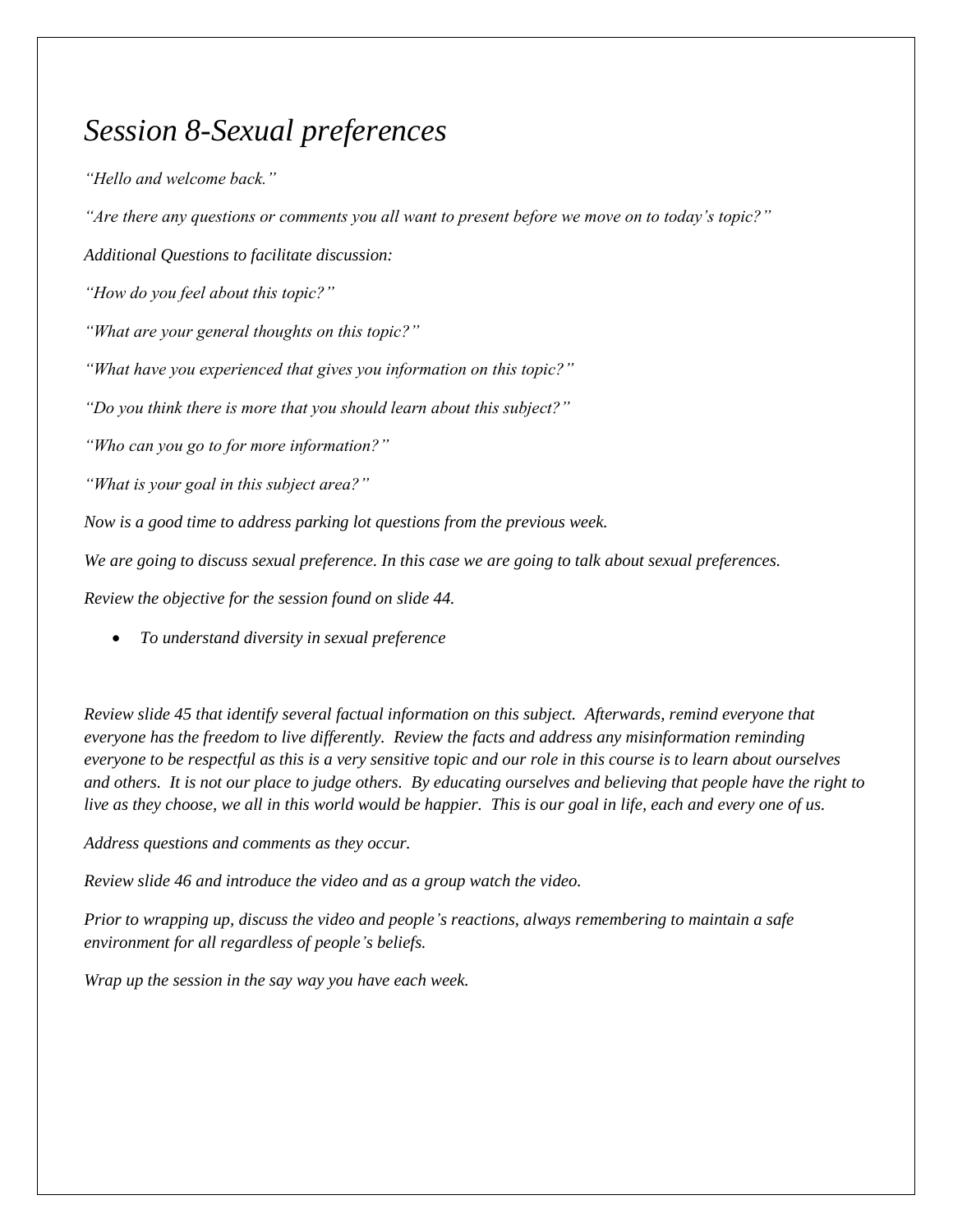# *Session 8-Sexual preferences*

*"Hello and welcome back."*

*"Are there any questions or comments you all want to present before we move on to today's topic?"*

*Additional Questions to facilitate discussion:*

*"How do you feel about this topic?"*

*"What are your general thoughts on this topic?"*

*"What have you experienced that gives you information on this topic?"*

*"Do you think there is more that you should learn about this subject?"*

*"Who can you go to for more information?"*

*"What is your goal in this subject area?"*

*Now is a good time to address parking lot questions from the previous week.*

*We are going to discuss sexual preference. In this case we are going to talk about sexual preferences.*

*Review the objective for the session found on slide 44.*

- *To understand diversity in sexual preference*

*Review slide 45 that identify several factual information on this subject. Afterwards, remind everyone that everyone has the freedom to live differently. Review the facts and address any misinformation reminding everyone to be respectful as this is a very sensitive topic and our role in this course is to learn about ourselves and others. It is not our place to judge others. By educating ourselves and believing that people have the right to live as they choose, we all in this world would be happier. This is our goal in life, each and every one of us.*

*Address questions and comments as they occur.*

*Review slide 46 and introduce the video and as a group watch the video.*

*Prior to wrapping up, discuss the video and people's reactions, always remembering to maintain a safe environment for all regardless of people's beliefs.*

*Wrap up the session in the say way you have each week.*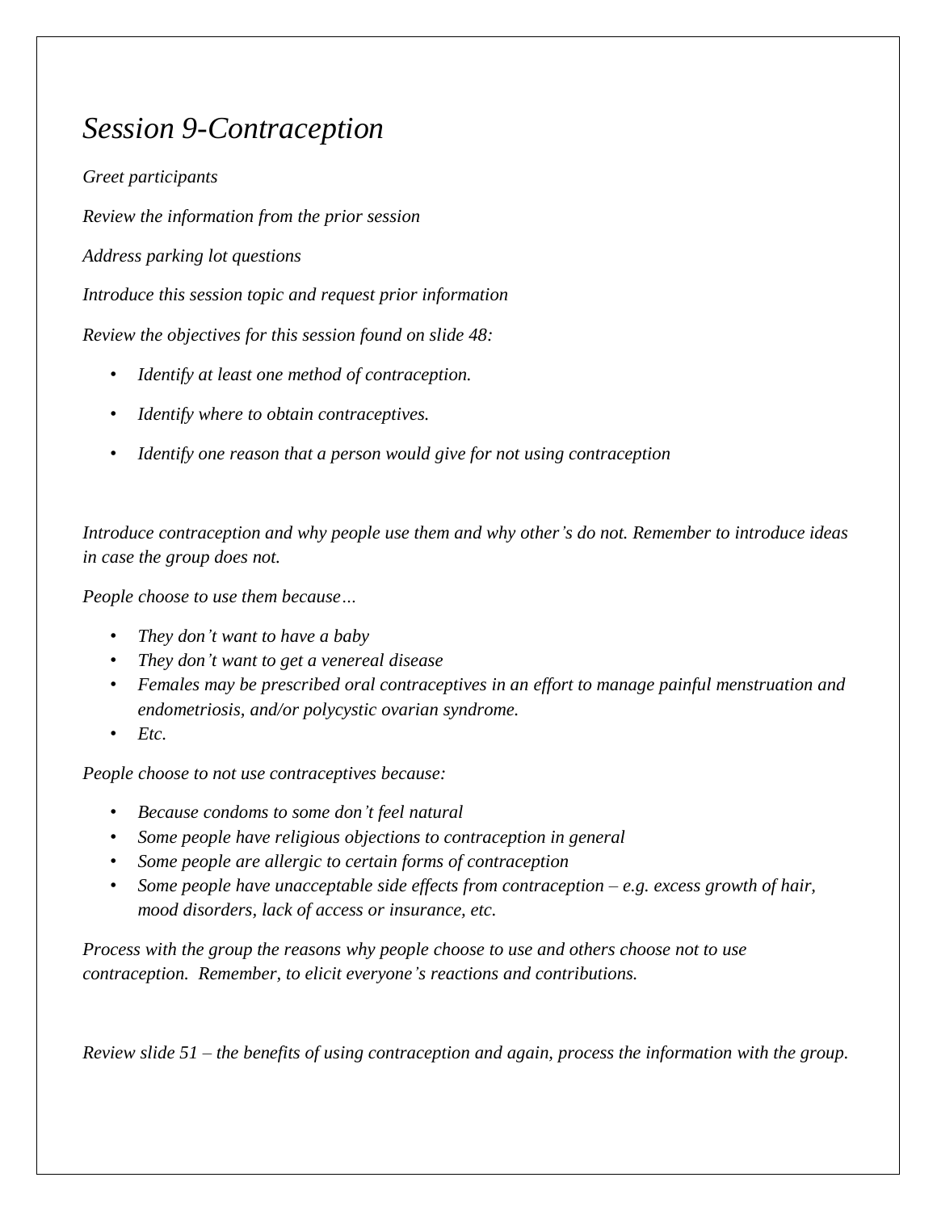# *Session 9-Contraception*

*Greet participants*

*Review the information from the prior session*

*Address parking lot questions*

*Introduce this session topic and request prior information*

*Review the objectives for this session found on slide 48:*

- *Identify at least one method of contraception.*
- *Identify where to obtain contraceptives.*
- *Identify one reason that a person would give for not using contraception*

*Introduce contraception and why people use them and why other's do not. Remember to introduce ideas in case the group does not.*

*People choose to use them because…*

- *They don't want to have a baby*
- *They don't want to get a venereal disease*
- *Females may be prescribed oral contraceptives in an effort to manage painful menstruation and endometriosis, and/or polycystic ovarian syndrome.*
- *Etc.*

*People choose to not use contraceptives because:*

- *Because condoms to some don't feel natural*
- *Some people have religious objections to contraception in general*
- *Some people are allergic to certain forms of contraception*
- *Some people have unacceptable side effects from contraception – e.g. excess growth of hair, mood disorders, lack of access or insurance, etc.*

*Process with the group the reasons why people choose to use and others choose not to use contraception. Remember, to elicit everyone's reactions and contributions.*

*Review slide 51 – the benefits of using contraception and again, process the information with the group.*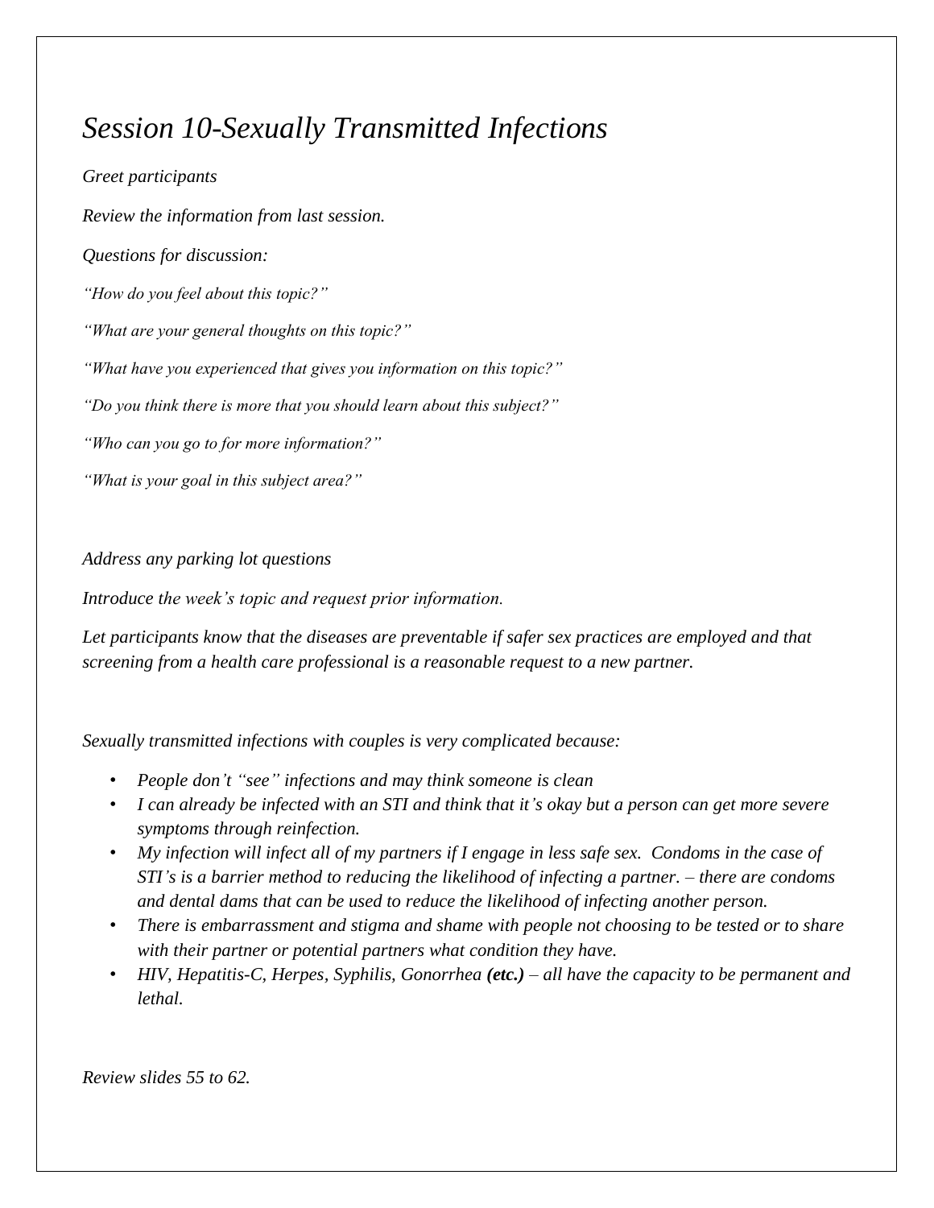# *Session 10-Sexually Transmitted Infections*

*Greet participants*

*Review the information from last session.*

*Questions for discussion:*

*"How do you feel about this topic?"*

*"What are your general thoughts on this topic?"*

*"What have you experienced that gives you information on this topic?"*

*"Do you think there is more that you should learn about this subject?"*

*"Who can you go to for more information?"*

*"What is your goal in this subject area?"*

*Address any parking lot questions*

*Introduce the week's topic and request prior information.*

*Let participants know that the diseases are preventable if safer sex practices are employed and that screening from a health care professional is a reasonable request to a new partner.*

*Sexually transmitted infections with couples is very complicated because:*

- *People don't "see" infections and may think someone is clean*
- *I can already be infected with an STI and think that it's okay but a person can get more severe symptoms through reinfection.*
- *My infection will infect all of my partners if I engage in less safe sex. Condoms in the case of STI's is a barrier method to reducing the likelihood of infecting a partner. – there are condoms and dental dams that can be used to reduce the likelihood of infecting another person.*
- *There is embarrassment and stigma and shame with people not choosing to be tested or to share with their partner or potential partners what condition they have.*
- *HIV, Hepatitis-C, Herpes, Syphilis, Gonorrhea* ***(etc.)*** *– all have the capacity to be permanent and lethal.*

*Review slides 55 to 62.*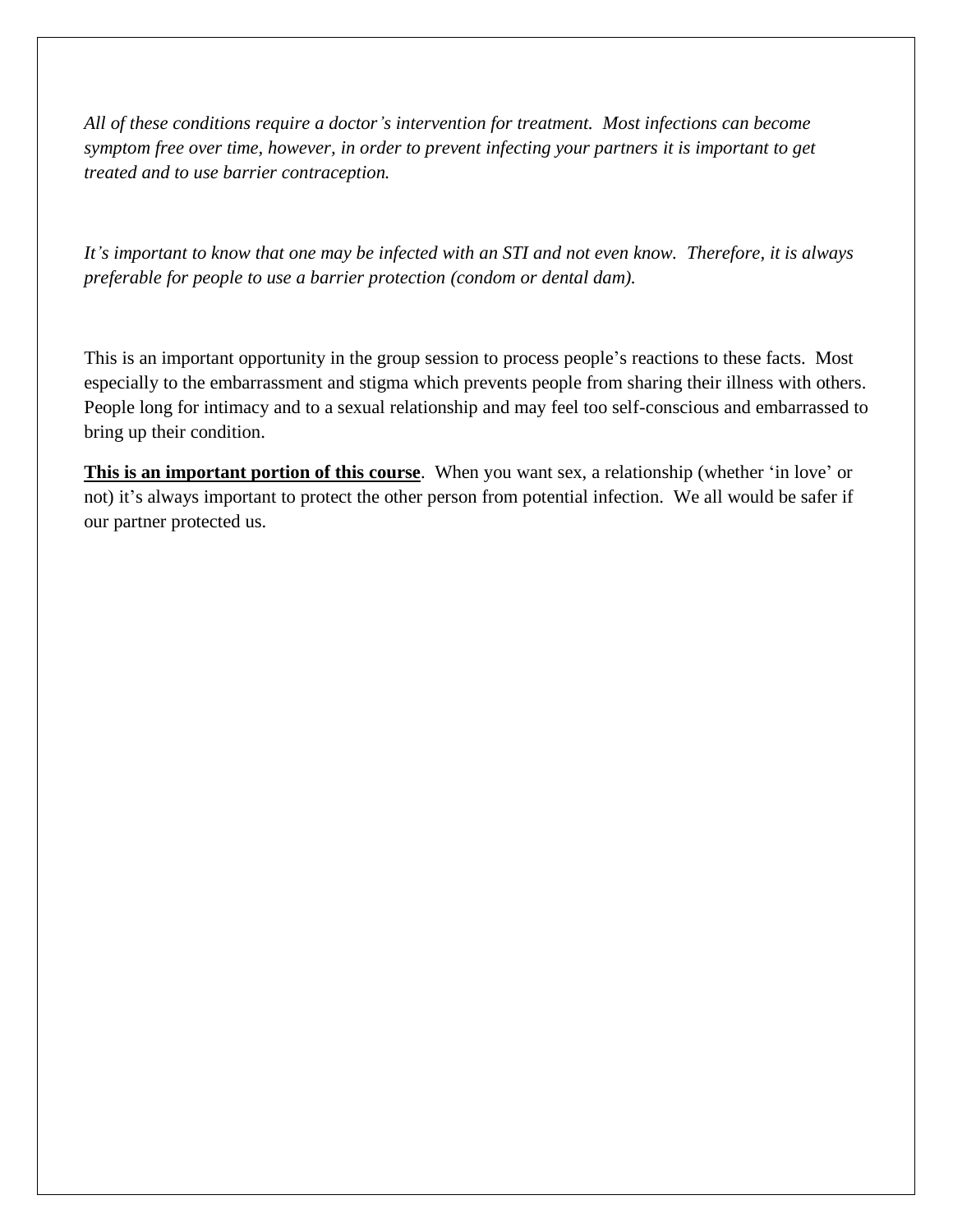*All of these conditions require a doctor's intervention for treatment. Most infections can become symptom free over time, however, in order to prevent infecting your partners it is important to get treated and to use barrier contraception.*

*It's important to know that one may be infected with an STI and not even know. Therefore, it is always preferable for people to use a barrier protection (condom or dental dam).*

This is an important opportunity in the group session to process people's reactions to these facts. Most especially to the embarrassment and stigma which prevents people from sharing their illness with others. People long for intimacy and to a sexual relationship and may feel too self-conscious and embarrassed to bring up their condition.

**<u>This is an important portion of this course</u>**. When you want sex, a relationship (whether 'in love' or not) it's always important to protect the other person from potential infection. We all would be safer if our partner protected us.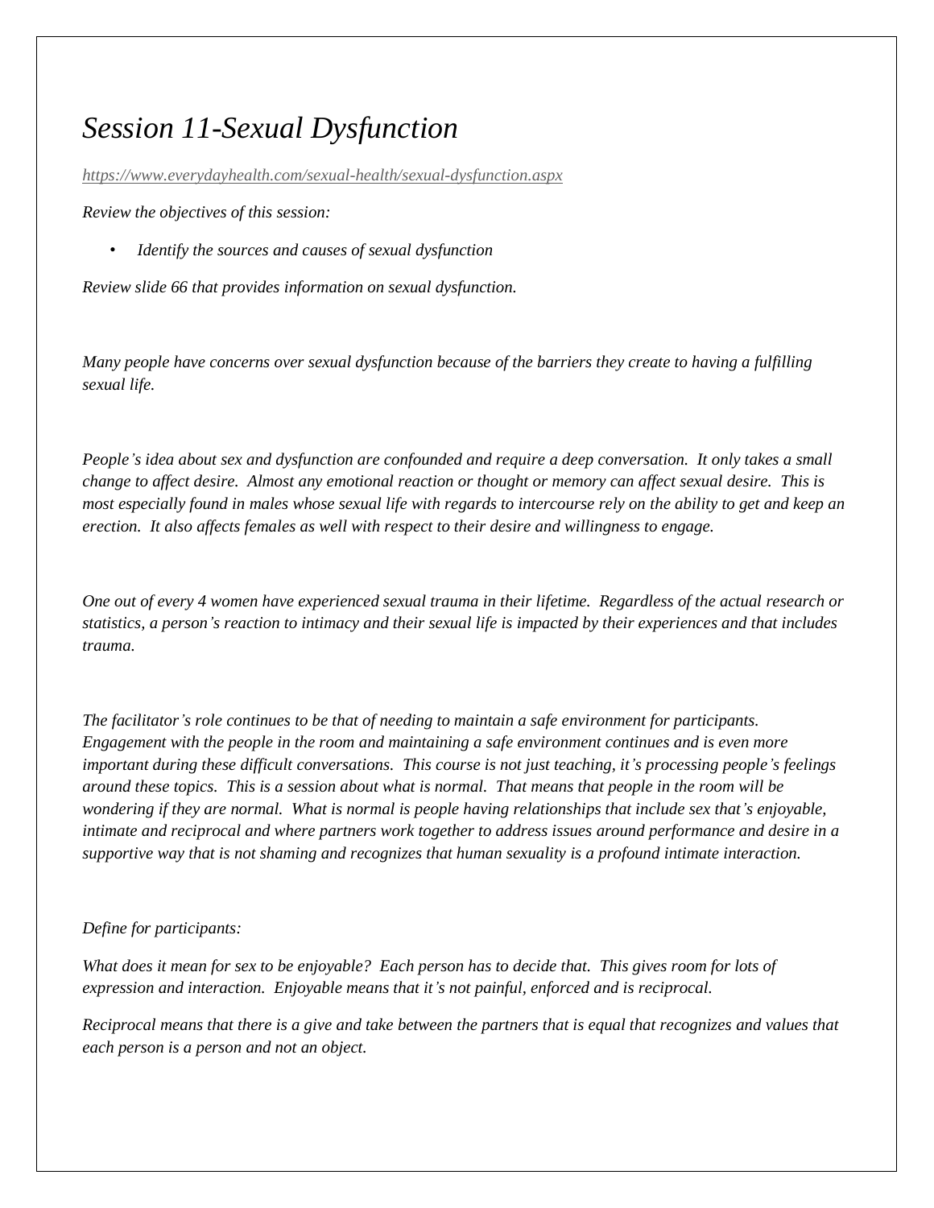# *Session 11-Sexual Dysfunction*

*https://www.everydayhealth.com/sexual-health/sexual-dysfunction.aspx*

*Review the objectives of this session:*

- *Identify the sources and causes of sexual dysfunction*

*Review slide 66 that provides information on sexual dysfunction.*

*Many people have concerns over sexual dysfunction because of the barriers they create to having a fulfilling sexual life.*

*People's idea about sex and dysfunction are confounded and require a deep conversation. It only takes a small change to affect desire. Almost any emotional reaction or thought or memory can affect sexual desire. This is most especially found in males whose sexual life with regards to intercourse rely on the ability to get and keep an erection. It also affects females as well with respect to their desire and willingness to engage.*

*One out of every 4 women have experienced sexual trauma in their lifetime. Regardless of the actual research or statistics, a person's reaction to intimacy and their sexual life is impacted by their experiences and that includes trauma.*

*The facilitator's role continues to be that of needing to maintain a safe environment for participants. Engagement with the people in the room and maintaining a safe environment continues and is even more important during these difficult conversations. This course is not just teaching, it's processing people's feelings around these topics. This is a session about what is normal. That means that people in the room will be wondering if they are normal. What is normal is people having relationships that include sex that's enjoyable, intimate and reciprocal and where partners work together to address issues around performance and desire in a supportive way that is not shaming and recognizes that human sexuality is a profound intimate interaction.*

*Define for participants:*

*What does it mean for sex to be enjoyable? Each person has to decide that. This gives room for lots of expression and interaction. Enjoyable means that it's not painful, enforced and is reciprocal.*

*Reciprocal means that there is a give and take between the partners that is equal that recognizes and values that each person is a person and not an object.*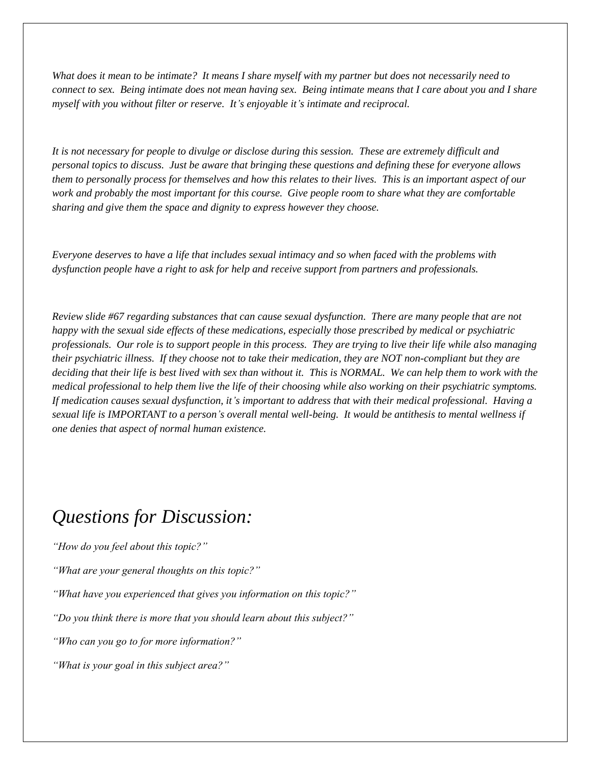*What does it mean to be intimate? It means I share myself with my partner but does not necessarily need to connect to sex. Being intimate does not mean having sex. Being intimate means that I care about you and I share myself with you without filter or reserve. It's enjoyable it's intimate and reciprocal.*

*It is not necessary for people to divulge or disclose during this session. These are extremely difficult and personal topics to discuss. Just be aware that bringing these questions and defining these for everyone allows them to personally process for themselves and how this relates to their lives. This is an important aspect of our work and probably the most important for this course. Give people room to share what they are comfortable sharing and give them the space and dignity to express however they choose.*

*Everyone deserves to have a life that includes sexual intimacy and so when faced with the problems with dysfunction people have a right to ask for help and receive support from partners and professionals.*

*Review slide #67 regarding substances that can cause sexual dysfunction. There are many people that are not happy with the sexual side effects of these medications, especially those prescribed by medical or psychiatric professionals. Our role is to support people in this process. They are trying to live their life while also managing their psychiatric illness. If they choose not to take their medication, they are NOT non-compliant but they are deciding that their life is best lived with sex than without it. This is NORMAL. We can help them to work with the medical professional to help them live the life of their choosing while also working on their psychiatric symptoms. If medication causes sexual dysfunction, it's important to address that with their medical professional. Having a sexual life is IMPORTANT to a person's overall mental well-being. It would be antithesis to mental wellness if one denies that aspect of normal human existence.*

## *Questions for Discussion:*

*"How do you feel about this topic?"*

*"What are your general thoughts on this topic?"*

*"What have you experienced that gives you information on this topic?"*

*"Do you think there is more that you should learn about this subject?"*

*"Who can you go to for more information?"*

*"What is your goal in this subject area?"*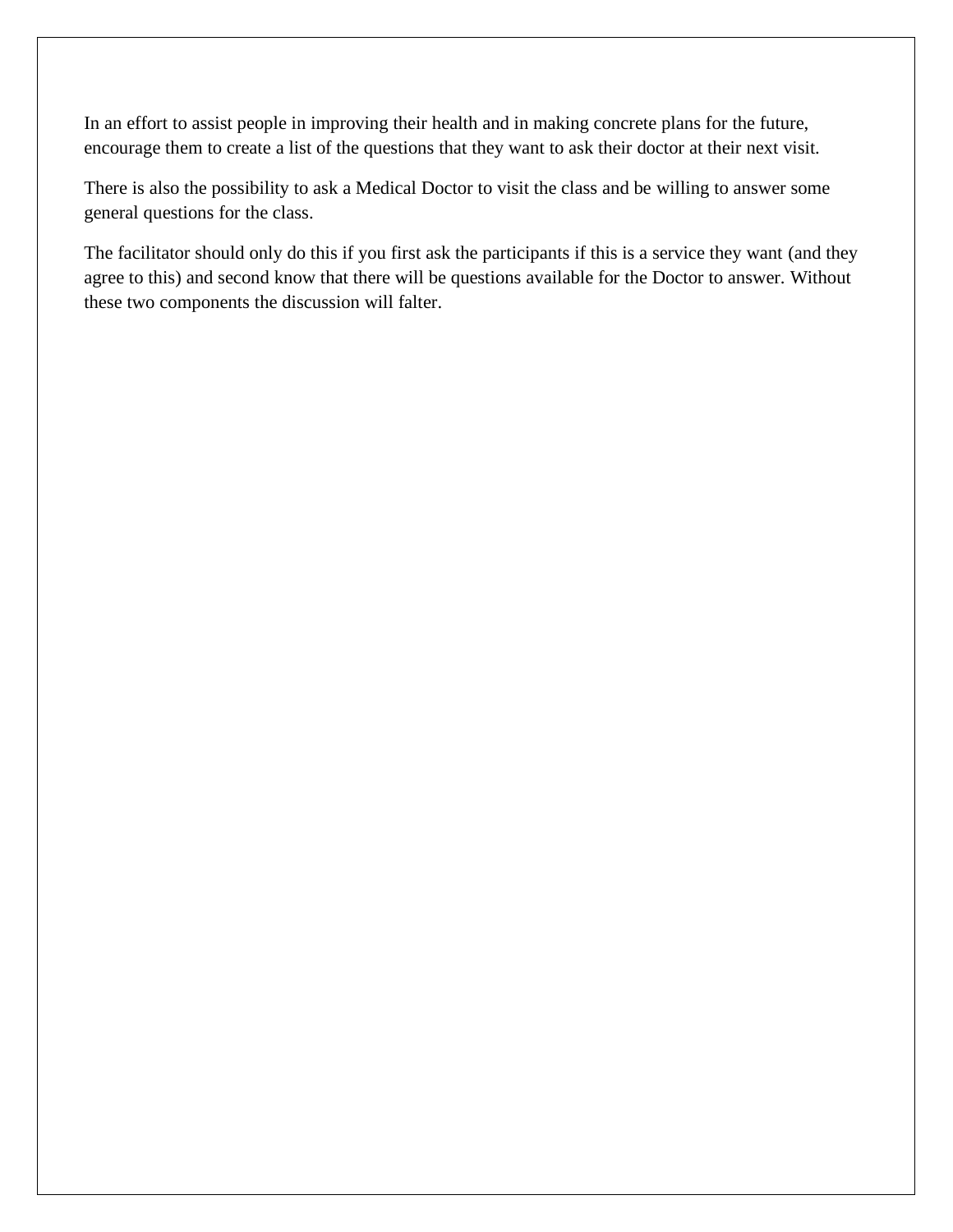In an effort to assist people in improving their health and in making concrete plans for the future, encourage them to create a list of the questions that they want to ask their doctor at their next visit.

There is also the possibility to ask a Medical Doctor to visit the class and be willing to answer some general questions for the class.

The facilitator should only do this if you first ask the participants if this is a service they want (and they agree to this) and second know that there will be questions available for the Doctor to answer. Without these two components the discussion will falter.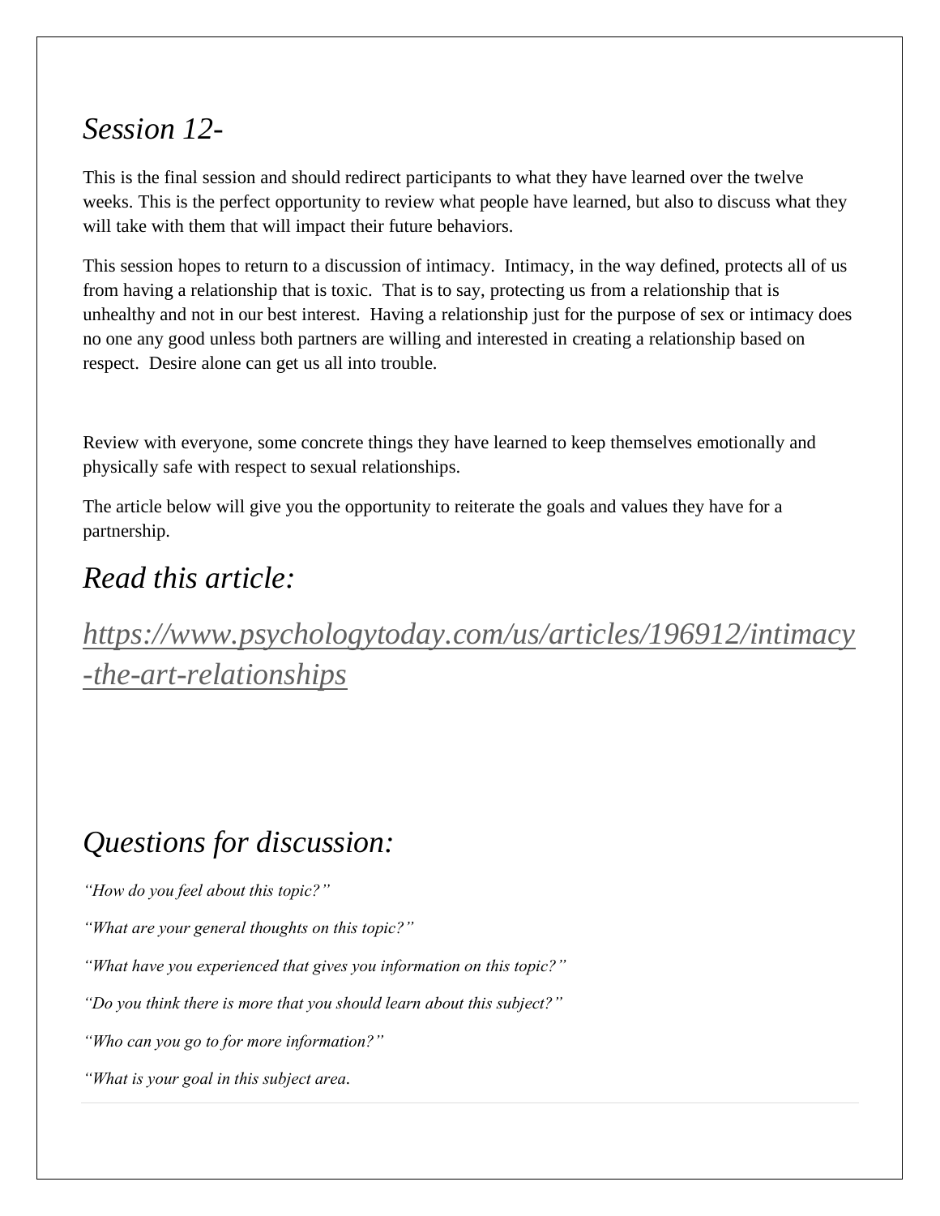## *Session 12-*

This is the final session and should redirect participants to what they have learned over the twelve weeks. This is the perfect opportunity to review what people have learned, but also to discuss what they will take with them that will impact their future behaviors.

This session hopes to return to a discussion of intimacy. Intimacy, in the way defined, protects all of us from having a relationship that is toxic. That is to say, protecting us from a relationship that is unhealthy and not in our best interest. Having a relationship just for the purpose of sex or intimacy does no one any good unless both partners are willing and interested in creating a relationship based on respect. Desire alone can get us all into trouble.

Review with everyone, some concrete things they have learned to keep themselves emotionally and physically safe with respect to sexual relationships.

The article below will give you the opportunity to reiterate the goals and values they have for a partnership.

## *Read this article:*

## *https://www.psychologytoday.com/us/articles/196912/intimacy-the-art-relationships*

## *Questions for discussion:*

*"How do you feel about this topic?"*

*"What are your general thoughts on this topic?"*

*"What have you experienced that gives you information on this topic?"*

*"Do you think there is more that you should learn about this subject?"*

*"Who can you go to for more information?"*

*"What is your goal in this subject area.*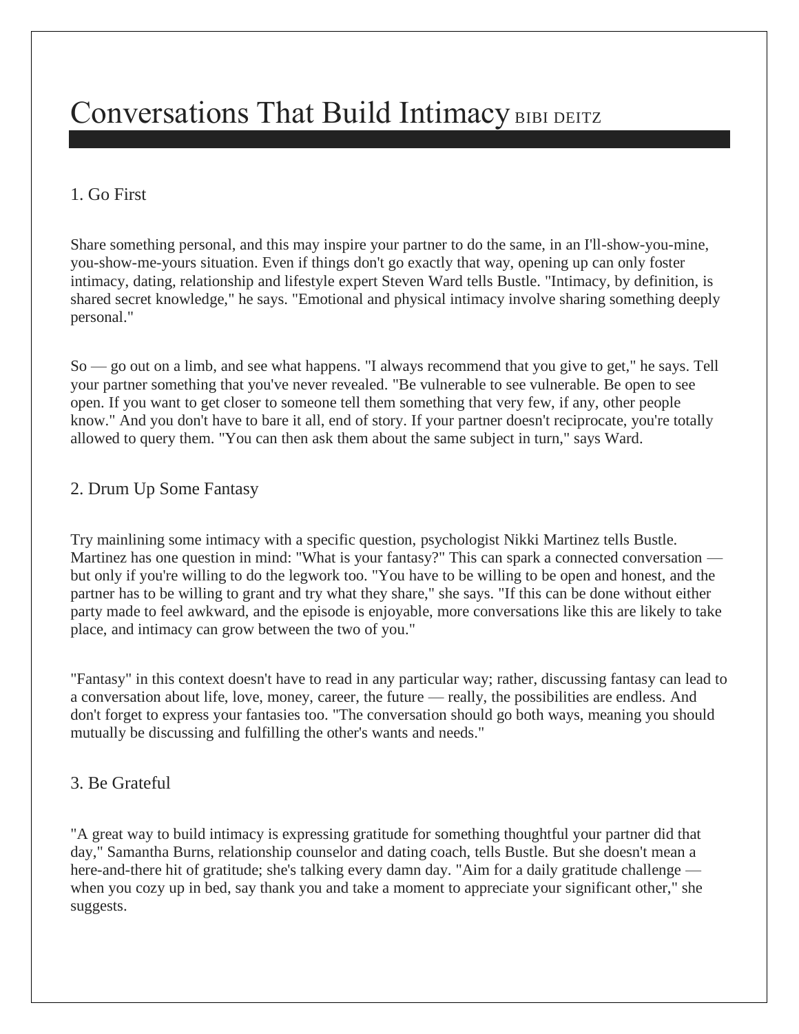# Conversations That Build Intimacy BIBI DEITZ

## 1. Go First

Share something personal, and this may inspire your partner to do the same, in an I'll-show-you-mine, you-show-me-yours situation. Even if things don't go exactly that way, opening up can only foster intimacy, dating, relationship and lifestyle expert Steven Ward tells Bustle. "Intimacy, by definition, is shared secret knowledge," he says. "Emotional and physical intimacy involve sharing something deeply personal."

So — go out on a limb, and see what happens. "I always recommend that you give to get," he says. Tell your partner something that you've never revealed. "Be vulnerable to see vulnerable. Be open to see open. If you want to get closer to someone tell them something that very few, if any, other people know." And you don't have to bare it all, end of story. If your partner doesn't reciprocate, you're totally allowed to query them. "You can then ask them about the same subject in turn," says Ward.

## 2. Drum Up Some Fantasy

Try mainlining some intimacy with a specific question, psychologist Nikki Martinez tells Bustle. Martinez has one question in mind: "What is your fantasy?" This can spark a connected conversation — but only if you're willing to do the legwork too. "You have to be willing to be open and honest, and the partner has to be willing to grant and try what they share," she says. "If this can be done without either party made to feel awkward, and the episode is enjoyable, more conversations like this are likely to take place, and intimacy can grow between the two of you."

"Fantasy" in this context doesn't have to read in any particular way; rather, discussing fantasy can lead to a conversation about life, love, money, career, the future — really, the possibilities are endless. And don't forget to express your fantasies too. "The conversation should go both ways, meaning you should mutually be discussing and fulfilling the other's wants and needs."

## 3. Be Grateful

"A great way to build intimacy is expressing gratitude for something thoughtful your partner did that day," Samantha Burns, relationship counselor and dating coach, tells Bustle. But she doesn't mean a here-and-there hit of gratitude; she's talking every damn day. "Aim for a daily gratitude challenge — when you cozy up in bed, say thank you and take a moment to appreciate your significant other," she suggests.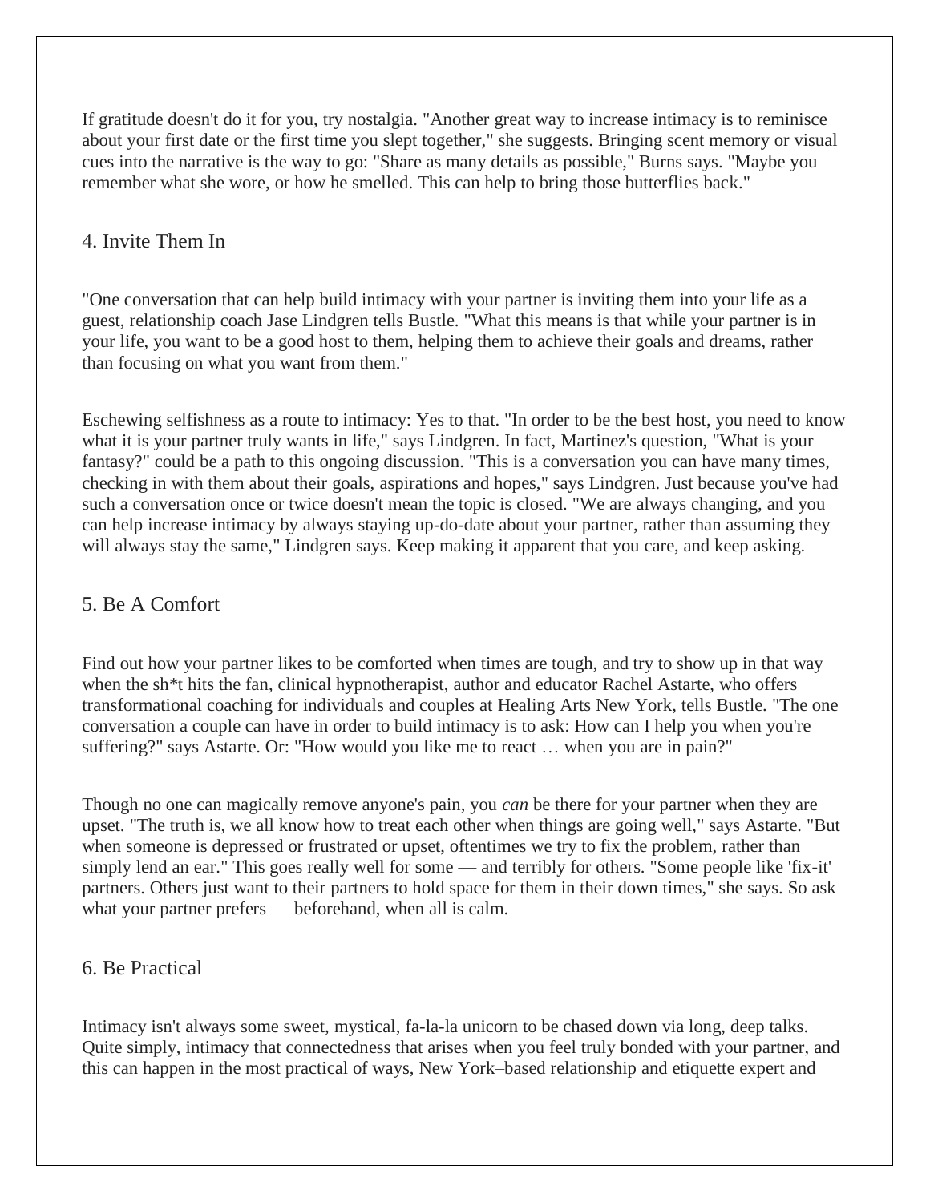If gratitude doesn't do it for you, try nostalgia. "Another great way to increase intimacy is to reminisce about your first date or the first time you slept together," she suggests. Bringing scent memory or visual cues into the narrative is the way to go: "Share as many details as possible," Burns says. "Maybe you remember what she wore, or how he smelled. This can help to bring those butterflies back."

## 4. Invite Them In

"One conversation that can help build intimacy with your partner is inviting them into your life as a guest, relationship coach Jase Lindgren tells Bustle. "What this means is that while your partner is in your life, you want to be a good host to them, helping them to achieve their goals and dreams, rather than focusing on what you want from them."

Eschewing selfishness as a route to intimacy: Yes to that. "In order to be the best host, you need to know what it is your partner truly wants in life," says Lindgren. In fact, Martinez's question, "What is your fantasy?" could be a path to this ongoing discussion. "This is a conversation you can have many times, checking in with them about their goals, aspirations and hopes," says Lindgren. Just because you've had such a conversation once or twice doesn't mean the topic is closed. "We are always changing, and you can help increase intimacy by always staying up-do-date about your partner, rather than assuming they will always stay the same," Lindgren says. Keep making it apparent that you care, and keep asking.

## 5. Be A Comfort

Find out how your partner likes to be comforted when times are tough, and try to show up in that way when the sh*t hits the fan, clinical hypnotherapist, author and educator Rachel Astarte, who offers transformational coaching for individuals and couples at Healing Arts New York, tells Bustle. "The one conversation a couple can have in order to build intimacy is to ask: How can I help you when you're suffering?" says Astarte. Or: "How would you like me to react … when you are in pain?"

Though no one can magically remove anyone's pain, you *can* be there for your partner when they are upset. "The truth is, we all know how to treat each other when things are going well," says Astarte. "But when someone is depressed or frustrated or upset, oftentimes we try to fix the problem, rather than simply lend an ear." This goes really well for some — and terribly for others. "Some people like 'fix-it' partners. Others just want to their partners to hold space for them in their down times," she says. So ask what your partner prefers — beforehand, when all is calm.

## 6. Be Practical

Intimacy isn't always some sweet, mystical, fa-la-la unicorn to be chased down via long, deep talks. Quite simply, intimacy that connectedness that arises when you feel truly bonded with your partner, and this can happen in the most practical of ways, New York–based relationship and etiquette expert and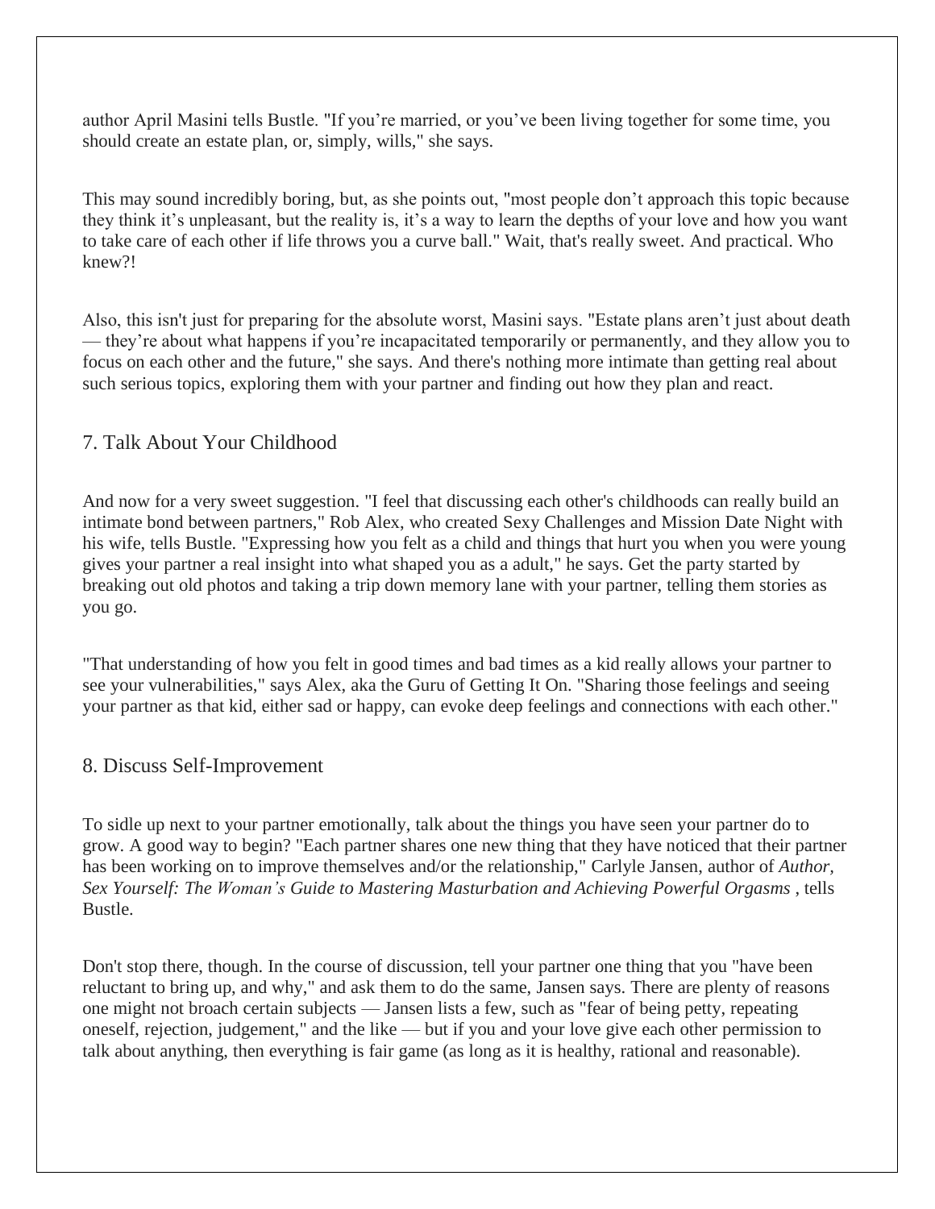author April Masini tells Bustle. "If you're married, or you've been living together for some time, you should create an estate plan, or, simply, wills," she says.

This may sound incredibly boring, but, as she points out, "most people don't approach this topic because they think it's unpleasant, but the reality is, it's a way to learn the depths of your love and how you want to take care of each other if life throws you a curve ball." Wait, that's really sweet. And practical. Who knew?!

Also, this isn't just for preparing for the absolute worst, Masini says. "Estate plans aren't just about death — they're about what happens if you're incapacitated temporarily or permanently, and they allow you to focus on each other and the future," she says. And there's nothing more intimate than getting real about such serious topics, exploring them with your partner and finding out how they plan and react.

## 7. Talk About Your Childhood

And now for a very sweet suggestion. "I feel that discussing each other's childhoods can really build an intimate bond between partners," Rob Alex, who created Sexy Challenges and Mission Date Night with his wife, tells Bustle. "Expressing how you felt as a child and things that hurt you when you were young gives your partner a real insight into what shaped you as a adult," he says. Get the party started by breaking out old photos and taking a trip down memory lane with your partner, telling them stories as you go.

"That understanding of how you felt in good times and bad times as a kid really allows your partner to see your vulnerabilities," says Alex, aka the Guru of Getting It On. "Sharing those feelings and seeing your partner as that kid, either sad or happy, can evoke deep feelings and connections with each other."

## 8. Discuss Self-Improvement

To sidle up next to your partner emotionally, talk about the things you have seen your partner do to grow. A good way to begin? "Each partner shares one new thing that they have noticed that their partner has been working on to improve themselves and/or the relationship," Carlyle Jansen, author of *Author, Sex Yourself: The Woman's Guide to Mastering Masturbation and Achieving Powerful Orgasms* , tells Bustle.

Don't stop there, though. In the course of discussion, tell your partner one thing that you "have been reluctant to bring up, and why," and ask them to do the same, Jansen says. There are plenty of reasons one might not broach certain subjects — Jansen lists a few, such as "fear of being petty, repeating oneself, rejection, judgement," and the like — but if you and your love give each other permission to talk about anything, then everything is fair game (as long as it is healthy, rational and reasonable).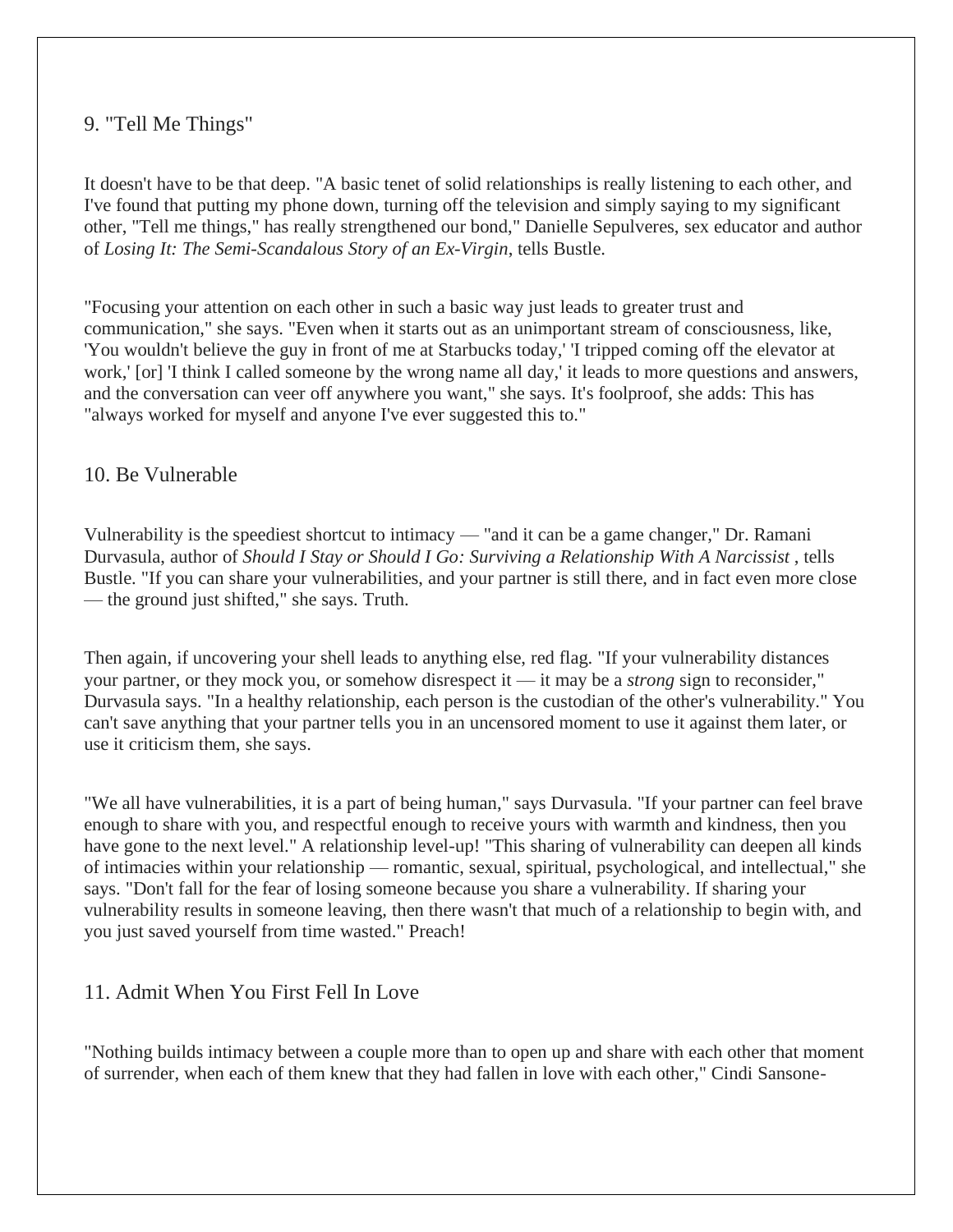## 9. "Tell Me Things"

It doesn't have to be that deep. "A basic tenet of solid relationships is really listening to each other, and I've found that putting my phone down, turning off the television and simply saying to my significant other, "Tell me things," has really strengthened our bond," Danielle Sepulveres, sex educator and author of *Losing It: The Semi-Scandalous Story of an Ex-Virgin*, tells Bustle.

"Focusing your attention on each other in such a basic way just leads to greater trust and communication," she says. "Even when it starts out as an unimportant stream of consciousness, like, 'You wouldn't believe the guy in front of me at Starbucks today,' 'I tripped coming off the elevator at work,' [or] 'I think I called someone by the wrong name all day,' it leads to more questions and answers, and the conversation can veer off anywhere you want," she says. It's foolproof, she adds: This has "always worked for myself and anyone I've ever suggested this to."

## 10. Be Vulnerable

Vulnerability is the speediest shortcut to intimacy — "and it can be a game changer," Dr. Ramani Durvasula, author of *Should I Stay or Should I Go: Surviving a Relationship With A Narcissist* , tells Bustle. "If you can share your vulnerabilities, and your partner is still there, and in fact even more close — the ground just shifted," she says. Truth.

Then again, if uncovering your shell leads to anything else, red flag. "If your vulnerability distances your partner, or they mock you, or somehow disrespect it — it may be a *strong* sign to reconsider," Durvasula says. "In a healthy relationship, each person is the custodian of the other's vulnerability." You can't save anything that your partner tells you in an uncensored moment to use it against them later, or use it criticism them, she says.

"We all have vulnerabilities, it is a part of being human," says Durvasula. "If your partner can feel brave enough to share with you, and respectful enough to receive yours with warmth and kindness, then you have gone to the next level." A relationship level-up! "This sharing of vulnerability can deepen all kinds of intimacies within your relationship — romantic, sexual, spiritual, psychological, and intellectual," she says. "Don't fall for the fear of losing someone because you share a vulnerability. If sharing your vulnerability results in someone leaving, then there wasn't that much of a relationship to begin with, and you just saved yourself from time wasted." Preach!

## 11. Admit When You First Fell In Love

"Nothing builds intimacy between a couple more than to open up and share with each other that moment of surrender, when each of them knew that they had fallen in love with each other," Cindi Sansone-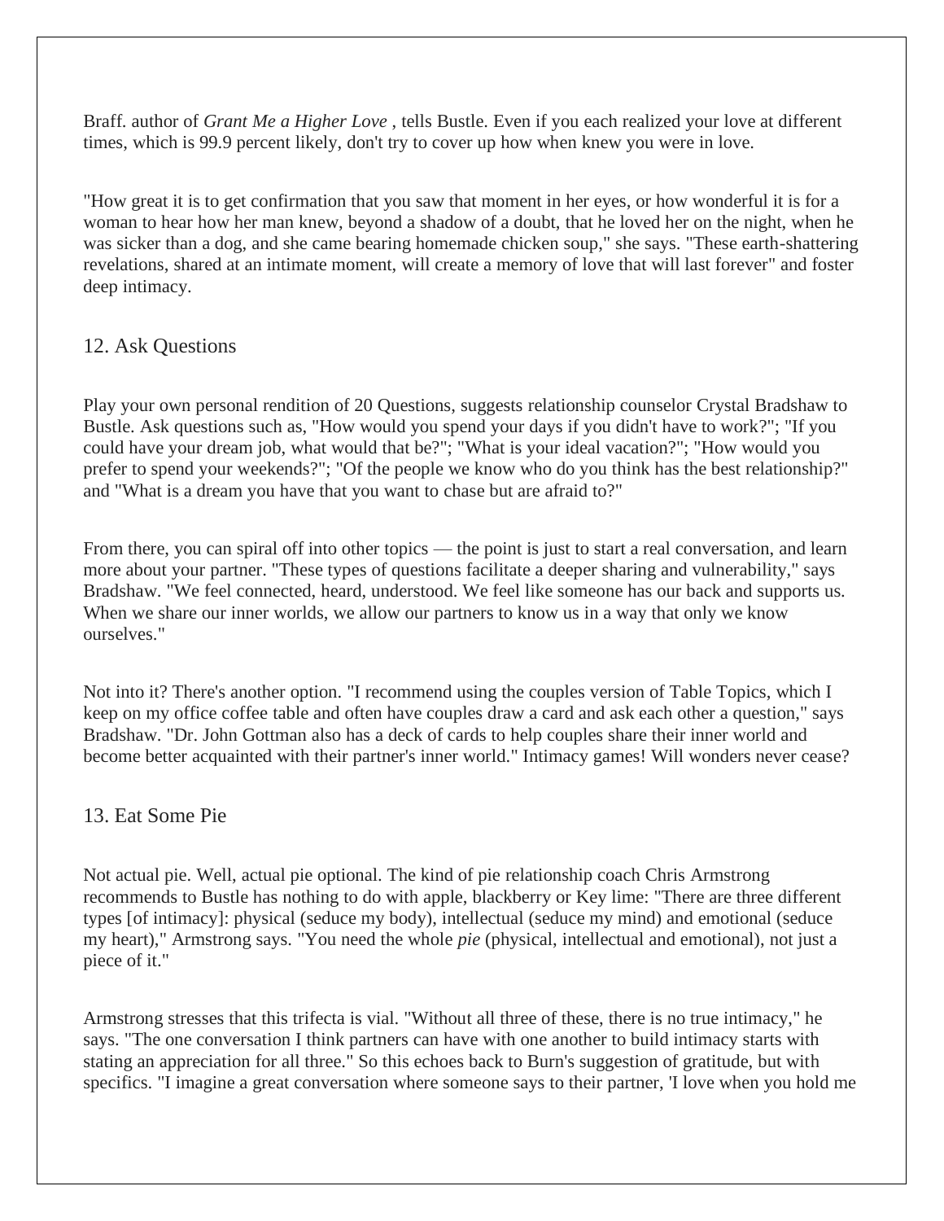Braff. author of *Grant Me a Higher Love* , tells Bustle. Even if you each realized your love at different times, which is 99.9 percent likely, don't try to cover up how when knew you were in love.

"How great it is to get confirmation that you saw that moment in her eyes, or how wonderful it is for a woman to hear how her man knew, beyond a shadow of a doubt, that he loved her on the night, when he was sicker than a dog, and she came bearing homemade chicken soup," she says. "These earth-shattering revelations, shared at an intimate moment, will create a memory of love that will last forever" and foster deep intimacy.

## 12. Ask Questions

Play your own personal rendition of 20 Questions, suggests relationship counselor Crystal Bradshaw to Bustle. Ask questions such as, "How would you spend your days if you didn't have to work?"; "If you could have your dream job, what would that be?"; "What is your ideal vacation?"; "How would you prefer to spend your weekends?"; "Of the people we know who do you think has the best relationship?" and "What is a dream you have that you want to chase but are afraid to?"

From there, you can spiral off into other topics — the point is just to start a real conversation, and learn more about your partner. "These types of questions facilitate a deeper sharing and vulnerability," says Bradshaw. "We feel connected, heard, understood. We feel like someone has our back and supports us. When we share our inner worlds, we allow our partners to know us in a way that only we know ourselves."

Not into it? There's another option. "I recommend using the couples version of Table Topics, which I keep on my office coffee table and often have couples draw a card and ask each other a question," says Bradshaw. "Dr. John Gottman also has a deck of cards to help couples share their inner world and become better acquainted with their partner's inner world." Intimacy games! Will wonders never cease?

## 13. Eat Some Pie

Not actual pie. Well, actual pie optional. The kind of pie relationship coach Chris Armstrong recommends to Bustle has nothing to do with apple, blackberry or Key lime: "There are three different types [of intimacy]: physical (seduce my body), intellectual (seduce my mind) and emotional (seduce my heart)," Armstrong says. "You need the whole *pie* (physical, intellectual and emotional), not just a piece of it."

Armstrong stresses that this trifecta is vial. "Without all three of these, there is no true intimacy," he says. "The one conversation I think partners can have with one another to build intimacy starts with stating an appreciation for all three." So this echoes back to Burn's suggestion of gratitude, but with specifics. "I imagine a great conversation where someone says to their partner, 'I love when you hold me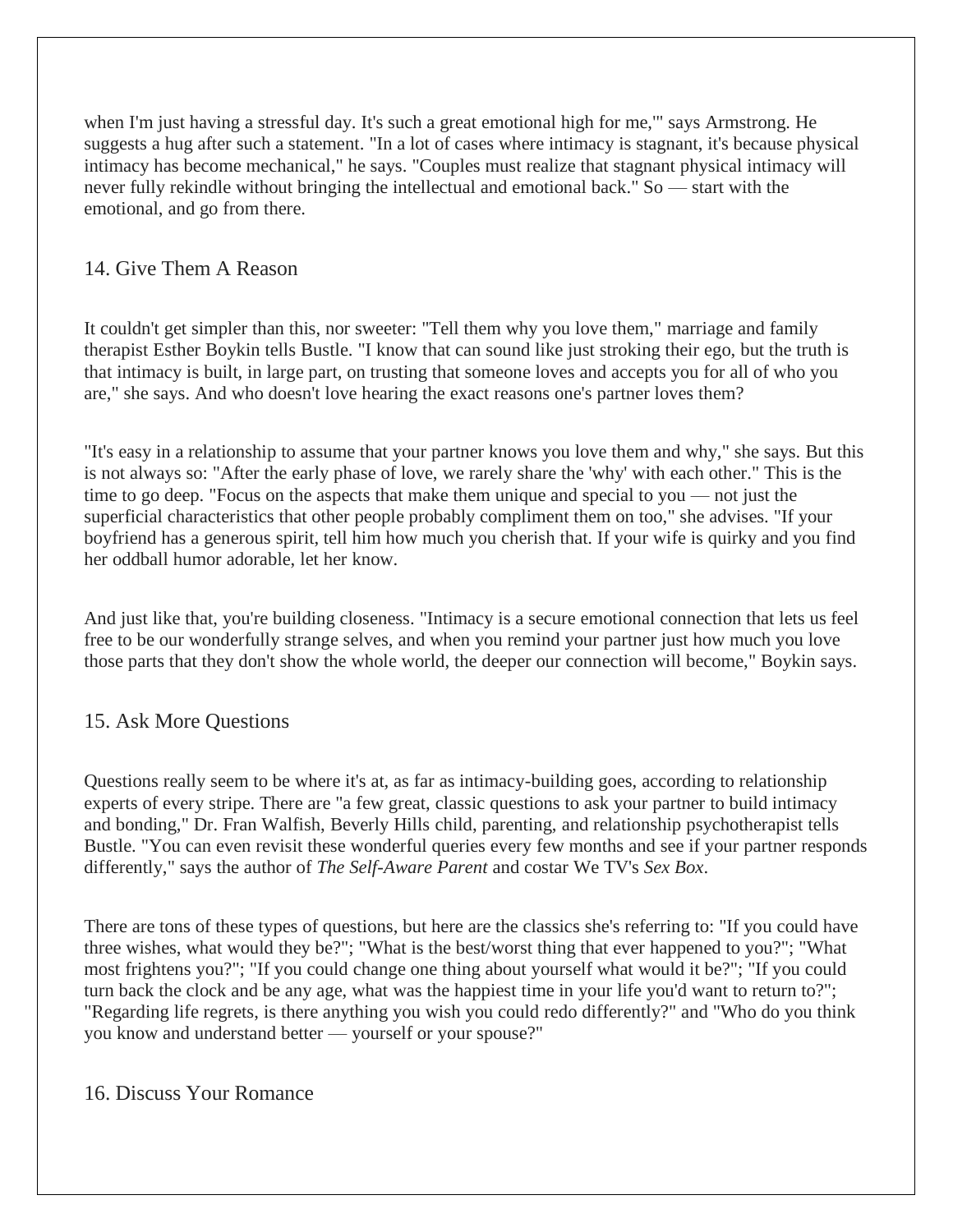when I'm just having a stressful day. It's such a great emotional high for me,'" says Armstrong. He suggests a hug after such a statement. "In a lot of cases where intimacy is stagnant, it's because physical intimacy has become mechanical," he says. "Couples must realize that stagnant physical intimacy will never fully rekindle without bringing the intellectual and emotional back." So — start with the emotional, and go from there.

## 14. Give Them A Reason

It couldn't get simpler than this, nor sweeter: "Tell them why you love them," marriage and family therapist Esther Boykin tells Bustle. "I know that can sound like just stroking their ego, but the truth is that intimacy is built, in large part, on trusting that someone loves and accepts you for all of who you are," she says. And who doesn't love hearing the exact reasons one's partner loves them?

"It's easy in a relationship to assume that your partner knows you love them and why," she says. But this is not always so: "After the early phase of love, we rarely share the 'why' with each other." This is the time to go deep. "Focus on the aspects that make them unique and special to you — not just the superficial characteristics that other people probably compliment them on too," she advises. "If your boyfriend has a generous spirit, tell him how much you cherish that. If your wife is quirky and you find her oddball humor adorable, let her know.

And just like that, you're building closeness. "Intimacy is a secure emotional connection that lets us feel free to be our wonderfully strange selves, and when you remind your partner just how much you love those parts that they don't show the whole world, the deeper our connection will become," Boykin says.

## 15. Ask More Questions

Questions really seem to be where it's at, as far as intimacy-building goes, according to relationship experts of every stripe. There are "a few great, classic questions to ask your partner to build intimacy and bonding," Dr. Fran Walfish, Beverly Hills child, parenting, and relationship psychotherapist tells Bustle. "You can even revisit these wonderful queries every few months and see if your partner responds differently," says the author of *The Self-Aware Parent* and costar We TV's *Sex Box*.

There are tons of these types of questions, but here are the classics she's referring to: "If you could have three wishes, what would they be?"; "What is the best/worst thing that ever happened to you?"; "What most frightens you?"; "If you could change one thing about yourself what would it be?"; "If you could turn back the clock and be any age, what was the happiest time in your life you'd want to return to?"; "Regarding life regrets, is there anything you wish you could redo differently?" and "Who do you think you know and understand better — yourself or your spouse?"

## 16. Discuss Your Romance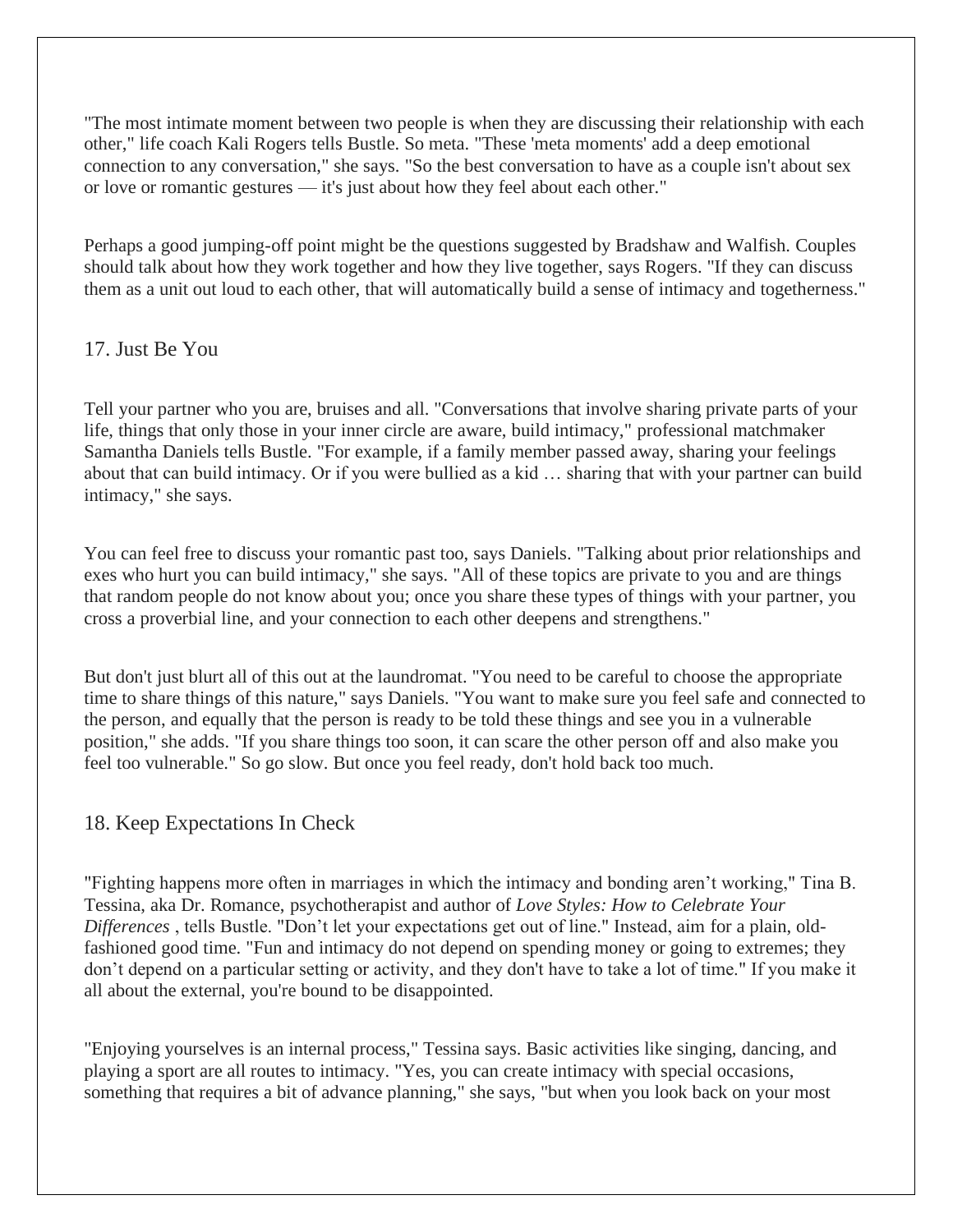"The most intimate moment between two people is when they are discussing their relationship with each other," life coach Kali Rogers tells Bustle. So meta. "These 'meta moments' add a deep emotional connection to any conversation," she says. "So the best conversation to have as a couple isn't about sex or love or romantic gestures — it's just about how they feel about each other."

Perhaps a good jumping-off point might be the questions suggested by Bradshaw and Walfish. Couples should talk about how they work together and how they live together, says Rogers. "If they can discuss them as a unit out loud to each other, that will automatically build a sense of intimacy and togetherness."

## 17. Just Be You

Tell your partner who you are, bruises and all. "Conversations that involve sharing private parts of your life, things that only those in your inner circle are aware, build intimacy," professional matchmaker Samantha Daniels tells Bustle. "For example, if a family member passed away, sharing your feelings about that can build intimacy. Or if you were bullied as a kid … sharing that with your partner can build intimacy," she says.

You can feel free to discuss your romantic past too, says Daniels. "Talking about prior relationships and exes who hurt you can build intimacy," she says. "All of these topics are private to you and are things that random people do not know about you; once you share these types of things with your partner, you cross a proverbial line, and your connection to each other deepens and strengthens."

But don't just blurt all of this out at the laundromat. "You need to be careful to choose the appropriate time to share things of this nature," says Daniels. "You want to make sure you feel safe and connected to the person, and equally that the person is ready to be told these things and see you in a vulnerable position," she adds. "If you share things too soon, it can scare the other person off and also make you feel too vulnerable." So go slow. But once you feel ready, don't hold back too much.

## 18. Keep Expectations In Check

"Fighting happens more often in marriages in which the intimacy and bonding aren't working," Tina B. Tessina, aka Dr. Romance, psychotherapist and author of *Love Styles: How to Celebrate Your Differences* , tells Bustle. "Don't let your expectations get out of line." Instead, aim for a plain, old-fashioned good time. "Fun and intimacy do not depend on spending money or going to extremes; they don't depend on a particular setting or activity, and they don't have to take a lot of time." If you make it all about the external, you're bound to be disappointed.

"Enjoying yourselves is an internal process," Tessina says. Basic activities like singing, dancing, and playing a sport are all routes to intimacy. "Yes, you can create intimacy with special occasions, something that requires a bit of advance planning," she says, "but when you look back on your most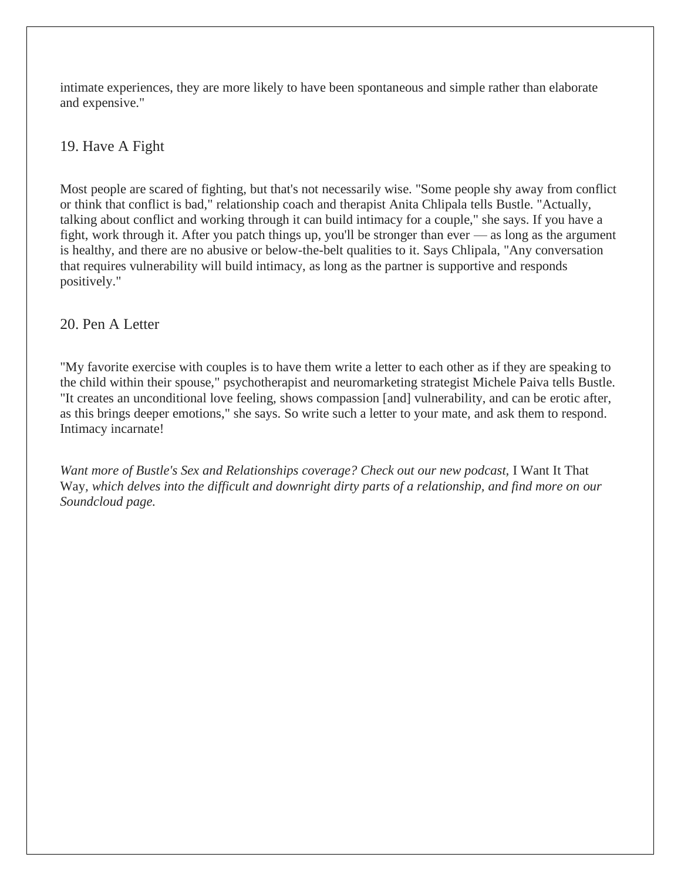intimate experiences, they are more likely to have been spontaneous and simple rather than elaborate and expensive."

## 19. Have A Fight

Most people are scared of fighting, but that's not necessarily wise. "Some people shy away from conflict or think that conflict is bad," relationship coach and therapist Anita Chlipala tells Bustle. "Actually, talking about conflict and working through it can build intimacy for a couple," she says. If you have a fight, work through it. After you patch things up, you'll be stronger than ever — as long as the argument is healthy, and there are no abusive or below-the-belt qualities to it. Says Chlipala, "Any conversation that requires vulnerability will build intimacy, as long as the partner is supportive and responds positively."

## 20. Pen A Letter

"My favorite exercise with couples is to have them write a letter to each other as if they are speaking to the child within their spouse," psychotherapist and neuromarketing strategist Michele Paiva tells Bustle. "It creates an unconditional love feeling, shows compassion [and] vulnerability, and can be erotic after, as this brings deeper emotions," she says. So write such a letter to your mate, and ask them to respond. Intimacy incarnate!

*Want more of Bustle's Sex and Relationships coverage? Check out our new podcast,* I Want It That Way*, which delves into the difficult and downright dirty parts of a relationship, and find more on our Soundcloud page.*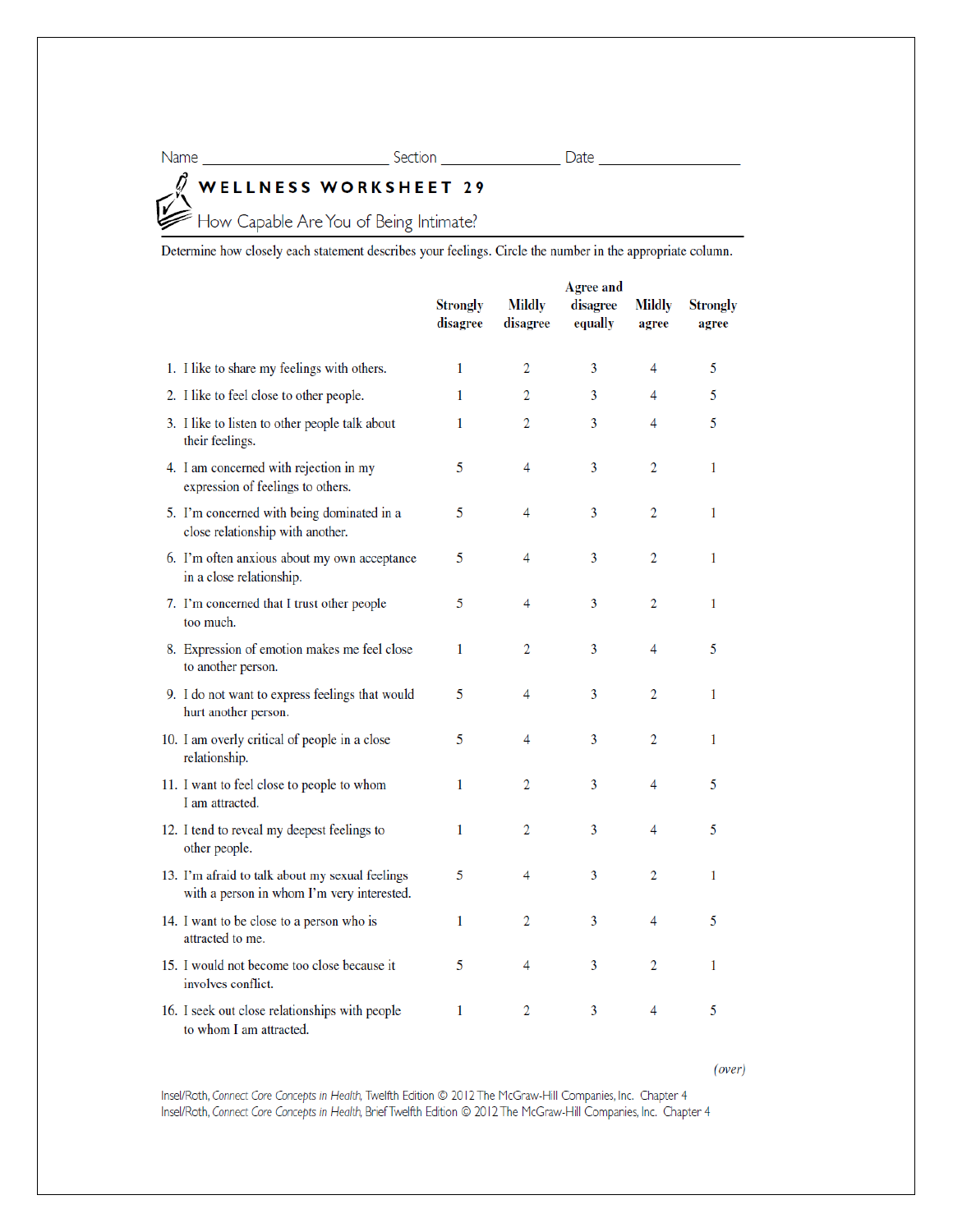Name ______________________ Section ______________ Date ________________

# WELLNESS WORKSHEET 29

## How Capable Are You of Being Intimate?

Determine how closely each statement describes your feelings. Circle the number in the appropriate column.

| | Strongly disagree | Mildly disagree | Agree and disagree equally | Mildly agree | Strongly agree |
|---|---|---|---|---|---|
| 1. I like to share my feelings with others. | 1 | 2 | 3 | 4 | 5 |
| 2. I like to feel close to other people. | 1 | 2 | 3 | 4 | 5 |
| 3. I like to listen to other people talk about their feelings. | 1 | 2 | 3 | 4 | 5 |
| 4. I am concerned with rejection in my expression of feelings to others. | 5 | 4 | 3 | 2 | 1 |
| 5. I'm concerned with being dominated in a close relationship with another. | 5 | 4 | 3 | 2 | 1 |
| 6. I'm often anxious about my own acceptance in a close relationship. | 5 | 4 | 3 | 2 | 1 |
| 7. I'm concerned that I trust other people too much. | 5 | 4 | 3 | 2 | 1 |
| 8. Expression of emotion makes me feel close to another person. | 1 | 2 | 3 | 4 | 5 |
| 9. I do not want to express feelings that would hurt another person. | 5 | 4 | 3 | 2 | 1 |
| 10. I am overly critical of people in a close relationship. | 5 | 4 | 3 | 2 | 1 |
| 11. I want to feel close to people to whom I am attracted. | 1 | 2 | 3 | 4 | 5 |
| 12. I tend to reveal my deepest feelings to other people. | 1 | 2 | 3 | 4 | 5 |
| 13. I'm afraid to talk about my sexual feelings with a person in whom I'm very interested. | 5 | 4 | 3 | 2 | 1 |
| 14. I want to be close to a person who is attracted to me. | 1 | 2 | 3 | 4 | 5 |
| 15. I would not become too close because it involves conflict. | 5 | 4 | 3 | 2 | 1 |
| 16. I seek out close relationships with people to whom I am attracted. | 1 | 2 | 3 | 4 | 5 |

*(over)*

Insel/Roth, *Connect Core Concepts in Health*, Twelfth Edition © 2012 The McGraw-Hill Companies, Inc. Chapter 4
Insel/Roth, *Connect Core Concepts in Health*, Brief Twelfth Edition © 2012 The McGraw-Hill Companies, Inc. Chapter 4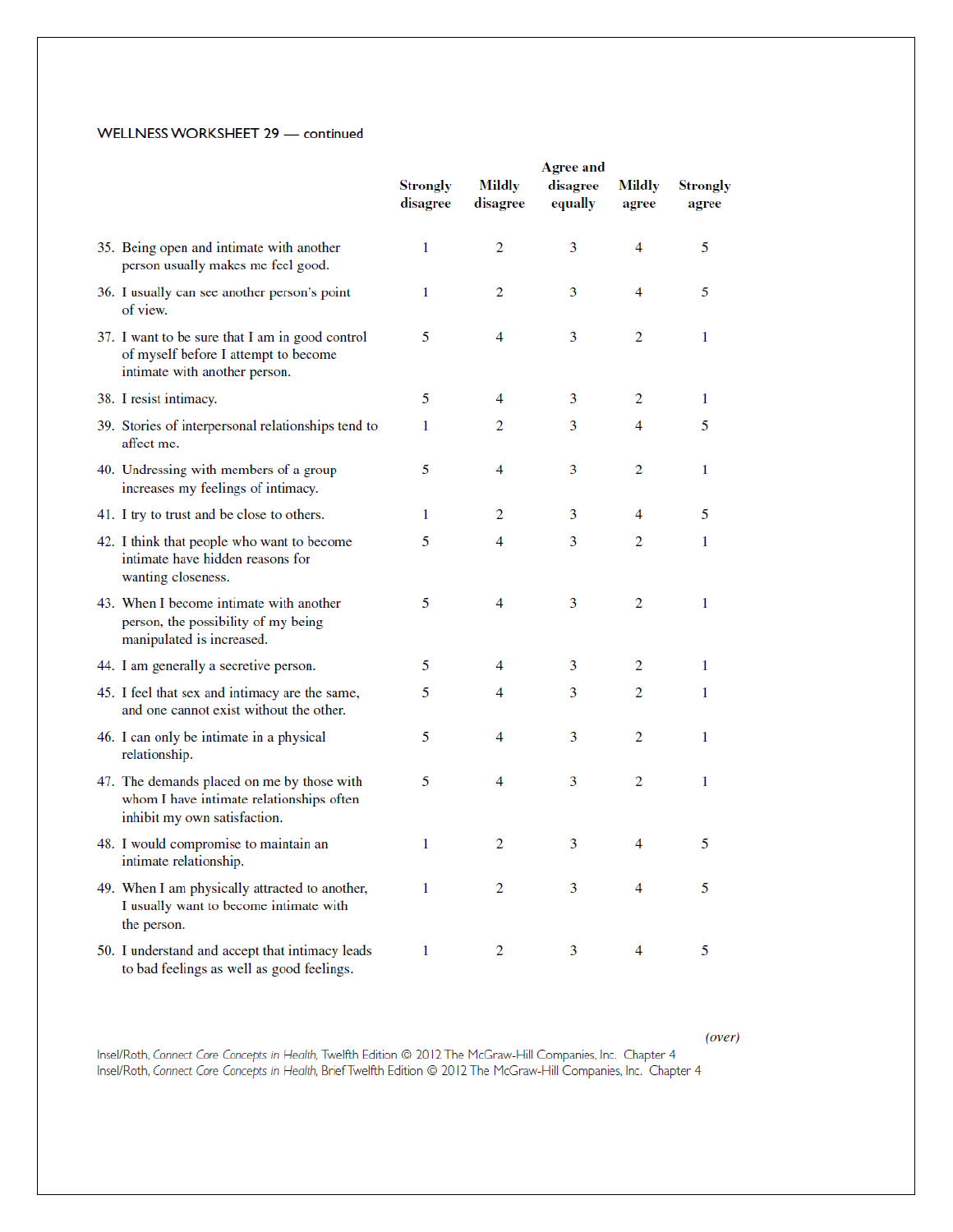WELLNESS WORKSHEET 29 — continued

| | Strongly disagree | Mildly disagree | Agree and disagree equally | Mildly agree | Strongly agree |
|---|---|---|---|---|---|
| 35. Being open and intimate with another person usually makes me feel good. | 1 | 2 | 3 | 4 | 5 |
| 36. I usually can see another person's point of view. | 1 | 2 | 3 | 4 | 5 |
| 37. I want to be sure that I am in good control of myself before I attempt to become intimate with another person. | 5 | 4 | 3 | 2 | 1 |
| 38. I resist intimacy. | 5 | 4 | 3 | 2 | 1 |
| 39. Stories of interpersonal relationships tend to affect me. | 1 | 2 | 3 | 4 | 5 |
| 40. Undressing with members of a group increases my feelings of intimacy. | 5 | 4 | 3 | 2 | 1 |
| 41. I try to trust and be close to others. | 1 | 2 | 3 | 4 | 5 |
| 42. I think that people who want to become intimate have hidden reasons for wanting closeness. | 5 | 4 | 3 | 2 | 1 |
| 43. When I become intimate with another person, the possibility of my being manipulated is increased. | 5 | 4 | 3 | 2 | 1 |
| 44. I am generally a secretive person. | 5 | 4 | 3 | 2 | 1 |
| 45. I feel that sex and intimacy are the same, and one cannot exist without the other. | 5 | 4 | 3 | 2 | 1 |
| 46. I can only be intimate in a physical relationship. | 5 | 4 | 3 | 2 | 1 |
| 47. The demands placed on me by those with whom I have intimate relationships often inhibit my own satisfaction. | 5 | 4 | 3 | 2 | 1 |
| 48. I would compromise to maintain an intimate relationship. | 1 | 2 | 3 | 4 | 5 |
| 49. When I am physically attracted to another, I usually want to become intimate with the person. | 1 | 2 | 3 | 4 | 5 |
| 50. I understand and accept that intimacy leads to bad feelings as well as good feelings. | 1 | 2 | 3 | 4 | 5 |

*(over)*

Insel/Roth, *Connect Core Concepts in Health*, Twelfth Edition © 2012 The McGraw-Hill Companies, Inc. Chapter 4
Insel/Roth, *Connect Core Concepts in Health*, Brief Twelfth Edition © 2012 The McGraw-Hill Companies, Inc. Chapter 4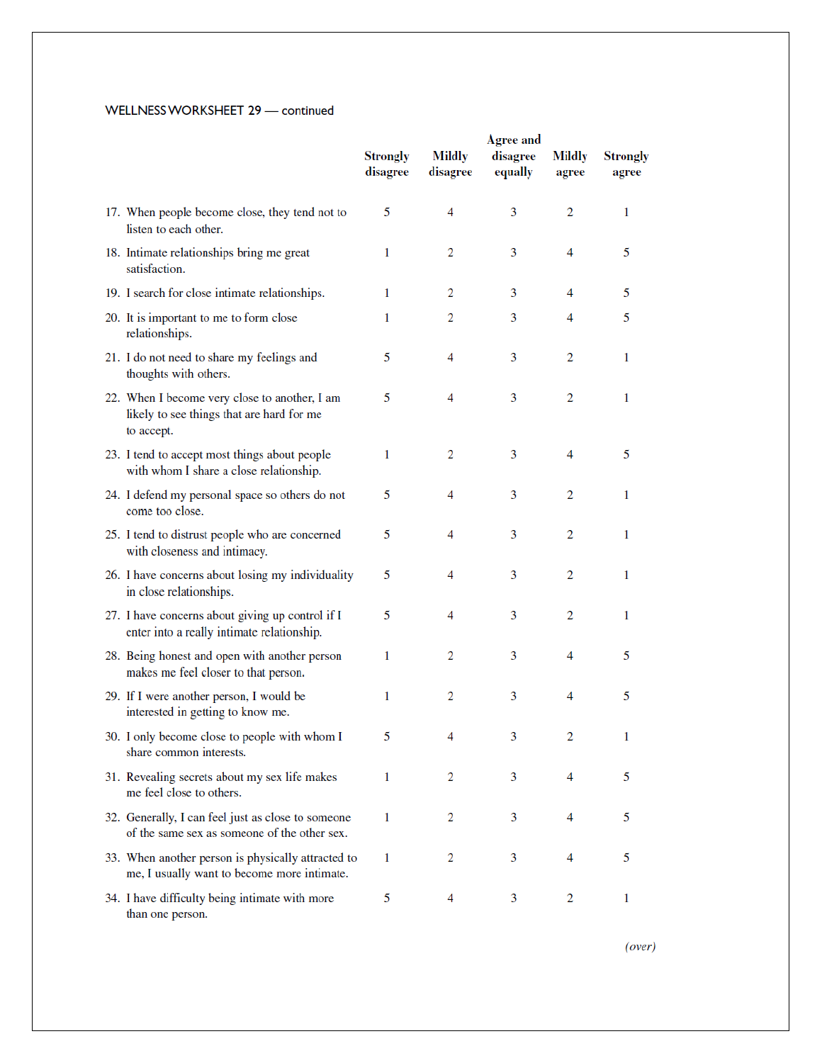WELLNESS WORKSHEET 29 — continued

| | Strongly disagree | Mildly disagree | Agree and disagree equally | Mildly agree | Strongly agree |
|---|---|---|---|---|---|
| 17. When people become close, they tend not to listen to each other. | 5 | 4 | 3 | 2 | 1 |
| 18. Intimate relationships bring me great satisfaction. | 1 | 2 | 3 | 4 | 5 |
| 19. I search for close intimate relationships. | 1 | 2 | 3 | 4 | 5 |
| 20. It is important to me to form close relationships. | 1 | 2 | 3 | 4 | 5 |
| 21. I do not need to share my feelings and thoughts with others. | 5 | 4 | 3 | 2 | 1 |
| 22. When I become very close to another, I am likely to see things that are hard for me to accept. | 5 | 4 | 3 | 2 | 1 |
| 23. I tend to accept most things about people with whom I share a close relationship. | 1 | 2 | 3 | 4 | 5 |
| 24. I defend my personal space so others do not come too close. | 5 | 4 | 3 | 2 | 1 |
| 25. I tend to distrust people who are concerned with closeness and intimacy. | 5 | 4 | 3 | 2 | 1 |
| 26. I have concerns about losing my individuality in close relationships. | 5 | 4 | 3 | 2 | 1 |
| 27. I have concerns about giving up control if I enter into a really intimate relationship. | 5 | 4 | 3 | 2 | 1 |
| 28. Being honest and open with another person makes me feel closer to that person. | 1 | 2 | 3 | 4 | 5 |
| 29. If I were another person, I would be interested in getting to know me. | 1 | 2 | 3 | 4 | 5 |
| 30. I only become close to people with whom I share common interests. | 5 | 4 | 3 | 2 | 1 |
| 31. Revealing secrets about my sex life makes me feel close to others. | 1 | 2 | 3 | 4 | 5 |
| 32. Generally, I can feel just as close to someone of the same sex as someone of the other sex. | 1 | 2 | 3 | 4 | 5 |
| 33. When another person is physically attracted to me, I usually want to become more intimate. | 1 | 2 | 3 | 4 | 5 |
| 34. I have difficulty being intimate with more than one person. | 5 | 4 | 3 | 2 | 1 |

*(over)*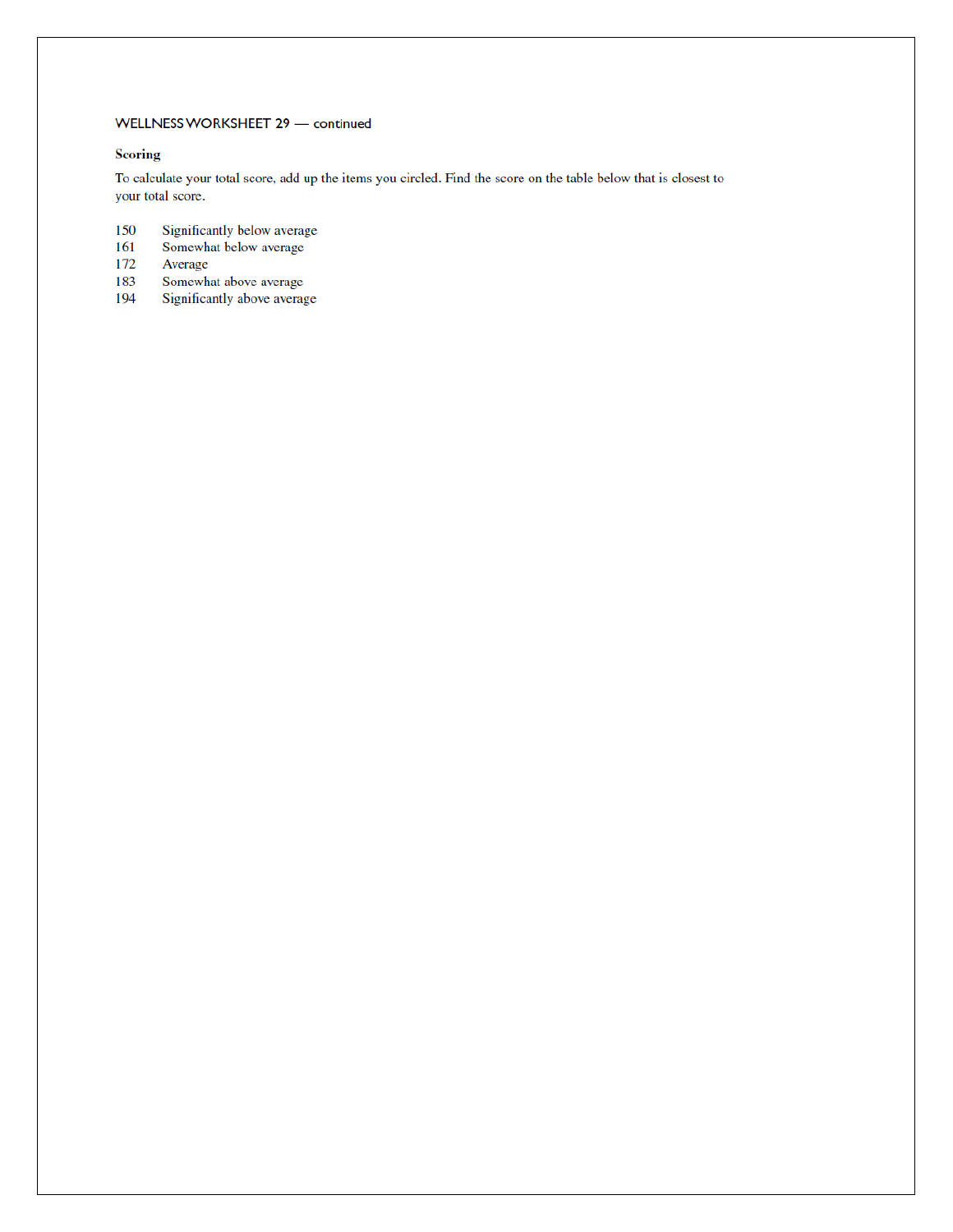WELLNESS WORKSHEET 29 — continued

**Scoring**

To calculate your total score, add up the items you circled. Find the score on the table below that is closest to your total score.

| | |
|---|---|
| 150 | Significantly below average |
| 161 | Somewhat below average |
| 172 | Average |
| 183 | Somewhat above average |
| 194 | Significantly above average |